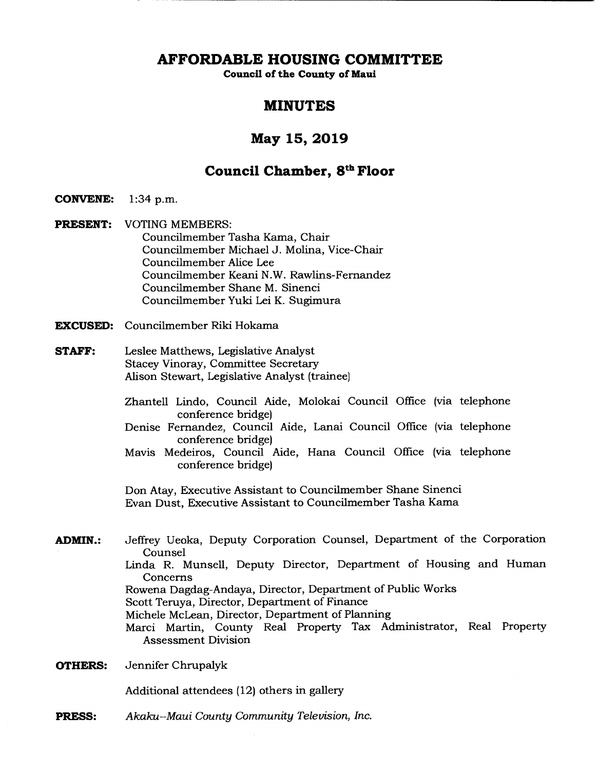# AFFORDABLE HOUSING COMMITTEE

**Council of the County of Maui**

## MINUTES

## May 15, 2019

## Council Chamber, 8th Floor

**CONVENE:** 1:34 p.m.

**PRESENT:** VOTING MEMBERS:
Councilmember Tasha Kama, Chair
Councilmember Michael J. Molina, Vice-Chair
Councilmember Alice Lee
Councilmember Keani N.W. Rawlins-Fernandez
Councilmember Shane M. Sinenci
Councilmember Yuki Lei K. Sugimura

**EXCUSED:** Councilmember Riki Hokama

**STAFF:** Leslee Matthews, Legislative Analyst
Stacey Vinoray, Committee Secretary
Alison Stewart, Legislative Analyst (trainee)

Zhantell Lindo, Council Aide, Molokai Council Office (via telephone conference bridge)
Denise Fernandez, Council Aide, Lanai Council Office (via telephone conference bridge)
Mavis Medeiros, Council Aide, Hana Council Office (via telephone conference bridge)

Don Atay, Executive Assistant to Councilmember Shane Sinenci
Evan Dust, Executive Assistant to Councilmember Tasha Kama

**ADMIN.:** Jeffrey Ueoka, Deputy Corporation Counsel, Department of the Corporation Counsel
Linda R. Munsell, Deputy Director, Department of Housing and Human Concerns
Rowena Dagdag-Andaya, Director, Department of Public Works
Scott Teruya, Director, Department of Finance
Michele McLean, Director, Department of Planning
Marci Martin, County Real Property Tax Administrator, Real Property Assessment Division

**OTHERS:** Jennifer Chrupalyk

Additional attendees (12) others in gallery

**PRESS:** *Akaku--Maui County Community Television, Inc.*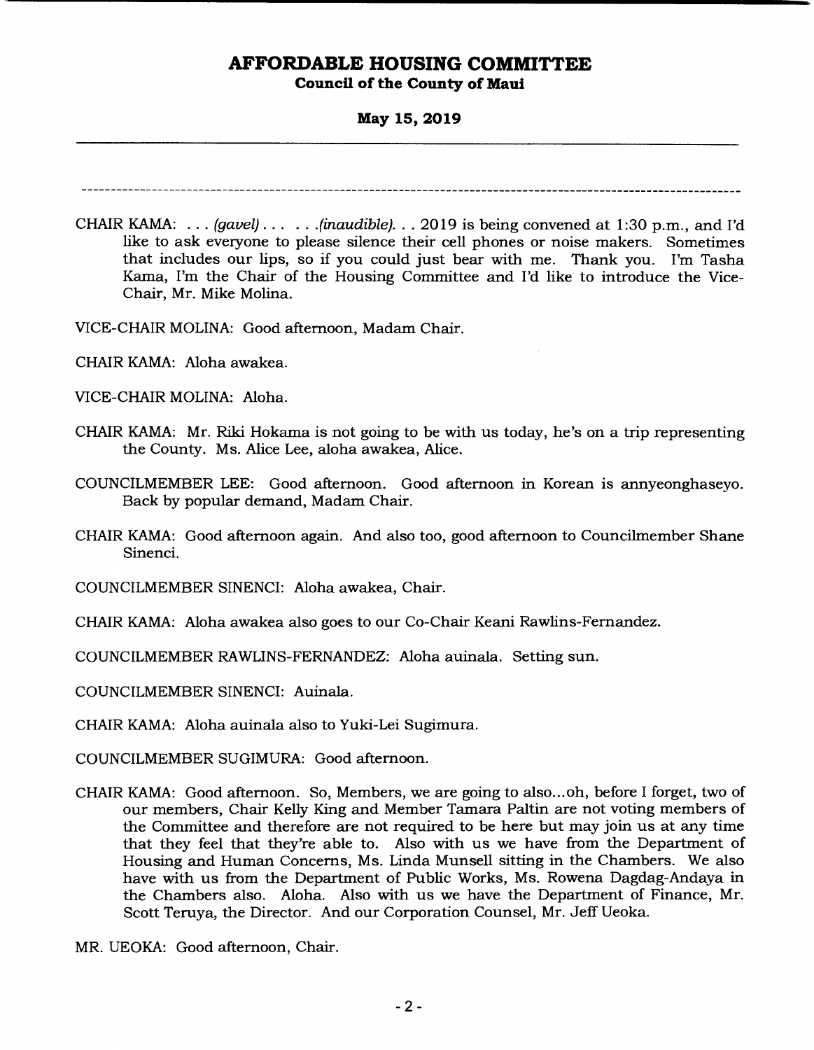CHAIR KAMA: . . . *(gavel)* . . . . . *(inaudible)*. . . 2019 is being convened at 1:30 p.m., and I'd like to ask everyone to please silence their cell phones or noise makers. Sometimes that includes our lips, so if you could just bear with me. Thank you. I'm Tasha Kama, I'm the Chair of the Housing Committee and I'd like to introduce the Vice-Chair, Mr. Mike Molina.

VICE-CHAIR MOLINA: Good afternoon, Madam Chair.

CHAIR KAMA: Aloha awakea.

VICE-CHAIR MOLINA: Aloha.

CHAIR KAMA: Mr. Riki Hokama is not going to be with us today, he's on a trip representing the County. Ms. Alice Lee, aloha awakea, Alice.

COUNCILMEMBER LEE: Good afternoon. Good afternoon in Korean is annyeonghaseyo. Back by popular demand, Madam Chair.

CHAIR KAMA: Good afternoon again. And also too, good afternoon to Councilmember Shane Sinenci.

COUNCILMEMBER SINENCI: Aloha awakea, Chair.

CHAIR KAMA: Aloha awakea also goes to our Co-Chair Keani Rawlins-Fernandez.

COUNCILMEMBER RAWLINS-FERNANDEZ: Aloha auinala. Setting sun.

COUNCILMEMBER SINENCI: Auinala.

CHAIR KAMA: Aloha auinala also to Yuki-Lei Sugimura.

COUNCILMEMBER SUGIMURA: Good afternoon.

CHAIR KAMA: Good afternoon. So, Members, we are going to also...oh, before I forget, two of our members, Chair Kelly King and Member Tamara Paltin are not voting members of the Committee and therefore are not required to be here but may join us at any time that they feel that they're able to. Also with us we have from the Department of Housing and Human Concerns, Ms. Linda Munsell sitting in the Chambers. We also have with us from the Department of Public Works, Ms. Rowena Dagdag-Andaya in the Chambers also. Aloha. Also with us we have the Department of Finance, Mr. Scott Teruya, the Director. And our Corporation Counsel, Mr. Jeff Ueoka.

MR. UEOKA: Good afternoon, Chair.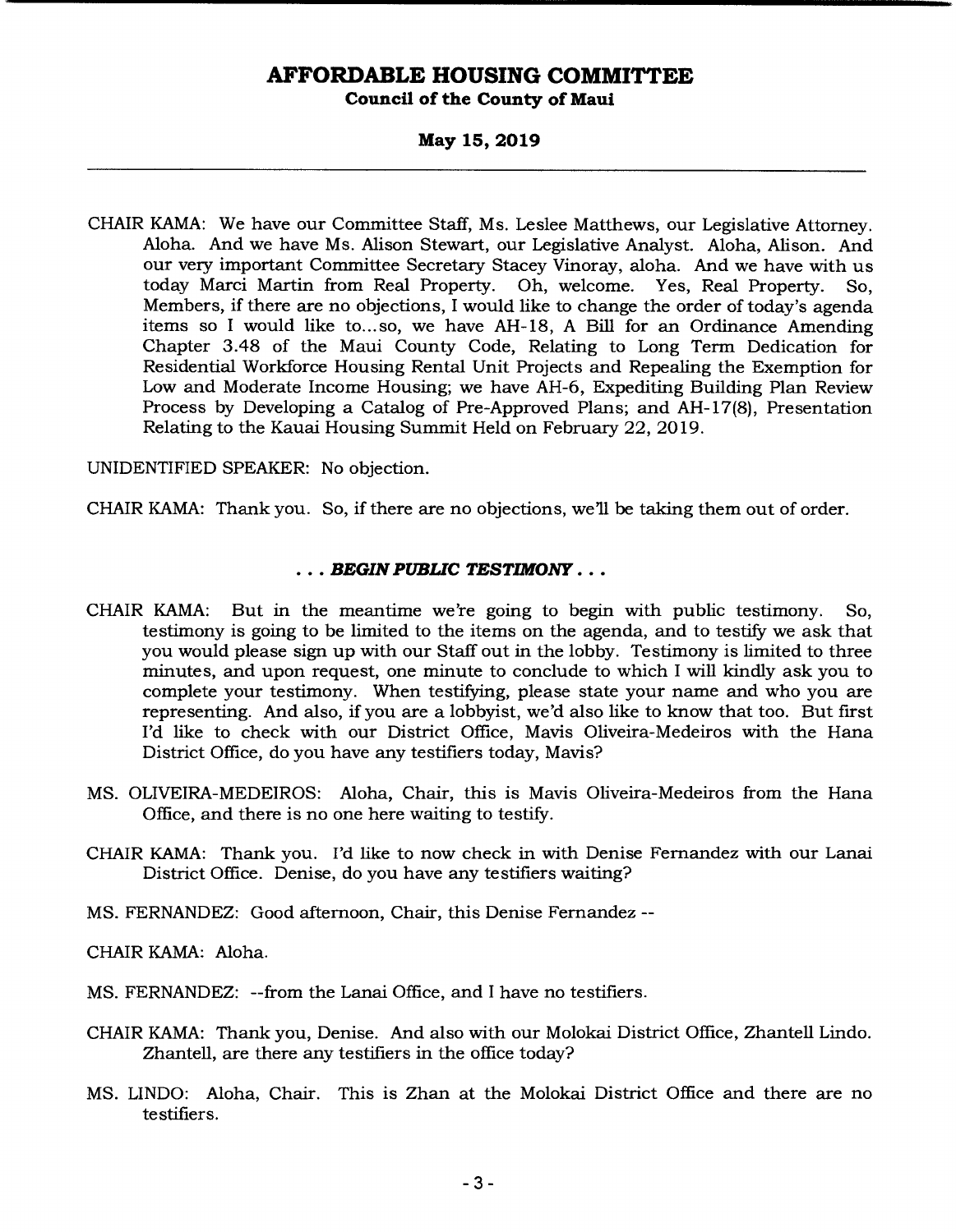CHAIR KAMA: We have our Committee Staff, Ms. Leslee Matthews, our Legislative Attorney. Aloha. And we have Ms. Alison Stewart, our Legislative Analyst. Aloha, Alison. And our very important Committee Secretary Stacey Vinoray, aloha. And we have with us today Marci Martin from Real Property. Oh, welcome. Yes, Real Property. So, Members, if there are no objections, I would like to change the order of today's agenda items so I would like to...so, we have AH-18, A Bill for an Ordinance Amending Chapter 3.48 of the Maui County Code, Relating to Long Term Dedication for Residential Workforce Housing Rental Unit Projects and Repealing the Exemption for Low and Moderate Income Housing; we have AH-6, Expediting Building Plan Review Process by Developing a Catalog of Pre-Approved Plans; and AH-17(8), Presentation Relating to the Kauai Housing Summit Held on February 22, 2019.

UNIDENTIFIED SPEAKER: No objection.

CHAIR KAMA: Thank you. So, if there are no objections, we'll be taking them out of order.

**. . . *BEGIN PUBLIC TESTIMONY* . . .**

CHAIR KAMA: But in the meantime we're going to begin with public testimony. So, testimony is going to be limited to the items on the agenda, and to testify we ask that you would please sign up with our Staff out in the lobby. Testimony is limited to three minutes, and upon request, one minute to conclude to which I will kindly ask you to complete your testimony. When testifying, please state your name and who you are representing. And also, if you are a lobbyist, we'd also like to know that too. But first I'd like to check with our District Office, Mavis Oliveira-Medeiros with the Hana District Office, do you have any testifiers today, Mavis?

MS. OLIVEIRA-MEDEIROS: Aloha, Chair, this is Mavis Oliveira-Medeiros from the Hana Office, and there is no one here waiting to testify.

CHAIR KAMA: Thank you. I'd like to now check in with Denise Fernandez with our Lanai District Office. Denise, do you have any testifiers waiting?

MS. FERNANDEZ: Good afternoon, Chair, this Denise Fernandez --

CHAIR KAMA: Aloha.

MS. FERNANDEZ: --from the Lanai Office, and I have no testifiers.

CHAIR KAMA: Thank you, Denise. And also with our Molokai District Office, Zhantell Lindo. Zhantell, are there any testifiers in the office today?

MS. LINDO: Aloha, Chair. This is Zhan at the Molokai District Office and there are no testifiers.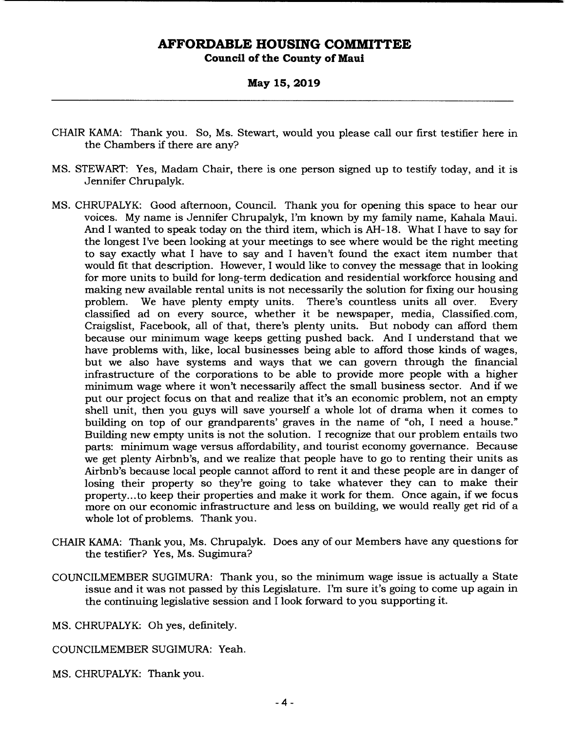CHAIR KAMA: Thank you. So, Ms. Stewart, would you please call our first testifier here in the Chambers if there are any?

MS. STEWART: Yes, Madam Chair, there is one person signed up to testify today, and it is Jennifer Chrupalyk.

MS. CHRUPALYK: Good afternoon, Council. Thank you for opening this space to hear our voices. My name is Jennifer Chrupalyk, I'm known by my family name, Kahala Maui. And I wanted to speak today on the third item, which is AH-18. What I have to say for the longest I've been looking at your meetings to see where would be the right meeting to say exactly what I have to say and I haven't found the exact item number that would fit that description. However, I would like to convey the message that in looking for more units to build for long-term dedication and residential workforce housing and making new available rental units is not necessarily the solution for fixing our housing problem. We have plenty empty units. There's countless units all over. Every classified ad on every source, whether it be newspaper, media, Classified.com, Craigslist, Facebook, all of that, there's plenty units. But nobody can afford them because our minimum wage keeps getting pushed back. And I understand that we have problems with, like, local businesses being able to afford those kinds of wages, but we also have systems and ways that we can govern through the financial infrastructure of the corporations to be able to provide more people with a higher minimum wage where it won't necessarily affect the small business sector. And if we put our project focus on that and realize that it's an economic problem, not an empty shell unit, then you guys will save yourself a whole lot of drama when it comes to building on top of our grandparents' graves in the name of "oh, I need a house." Building new empty units is not the solution. I recognize that our problem entails two parts: minimum wage versus affordability, and tourist economy governance. Because we get plenty Airbnb's, and we realize that people have to go to renting their units as Airbnb's because local people cannot afford to rent it and these people are in danger of losing their property so they're going to take whatever they can to make their property...to keep their properties and make it work for them. Once again, if we focus more on our economic infrastructure and less on building, we would really get rid of a whole lot of problems. Thank you.

CHAIR KAMA: Thank you, Ms. Chrupalyk. Does any of our Members have any questions for the testifier? Yes, Ms. Sugimura?

COUNCILMEMBER SUGIMURA: Thank you, so the minimum wage issue is actually a State issue and it was not passed by this Legislature. I'm sure it's going to come up again in the continuing legislative session and I look forward to you supporting it.

MS. CHRUPALYK: Oh yes, definitely.

COUNCILMEMBER SUGIMURA: Yeah.

MS. CHRUPALYK: Thank you.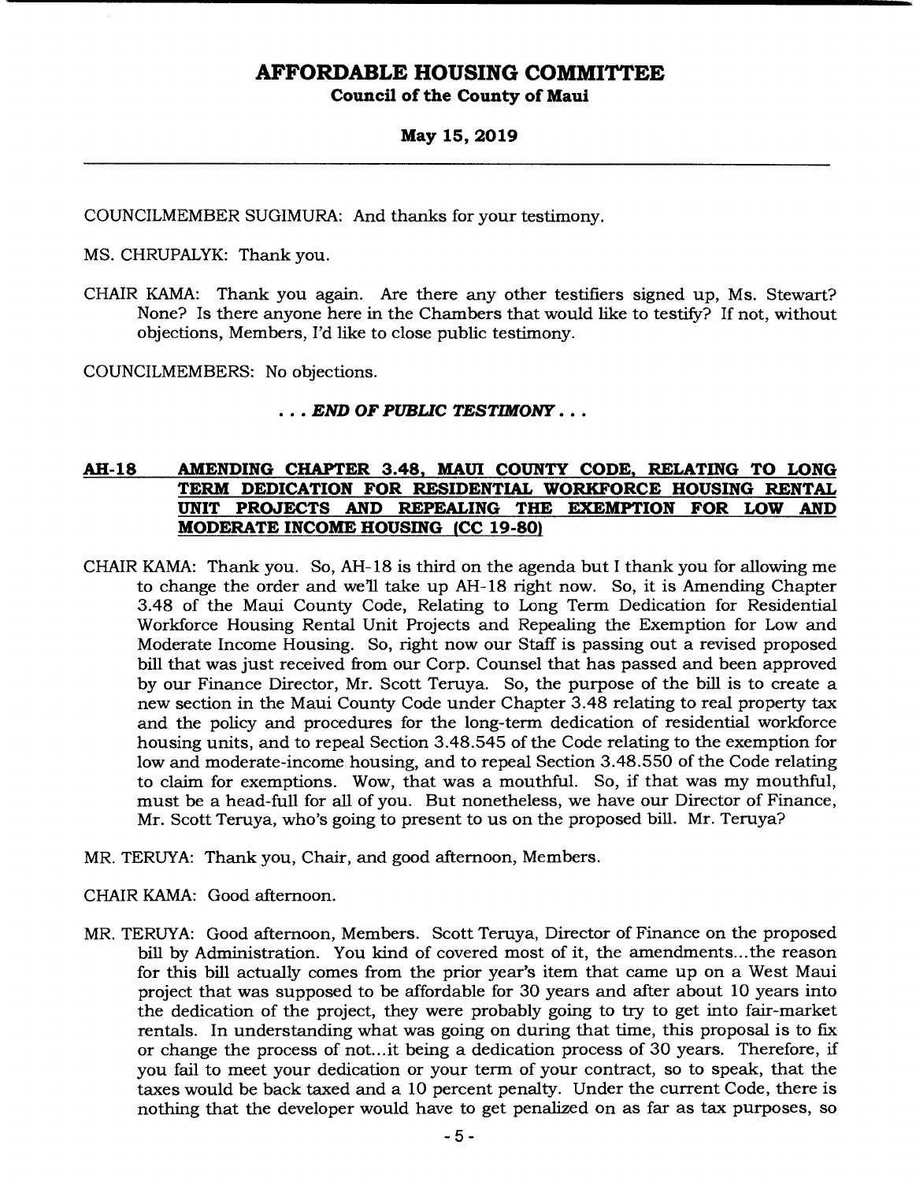COUNCILMEMBER SUGIMURA: And thanks for your testimony.

MS. CHRUPALYK: Thank you.

CHAIR KAMA: Thank you again. Are there any other testifiers signed up, Ms. Stewart? None? Is there anyone here in the Chambers that would like to testify? If not, without objections, Members, I'd like to close public testimony.

COUNCILMEMBERS: No objections.

***. . . END OF PUBLIC TESTIMONY . . .***

## AH-18 AMENDING CHAPTER 3.48, MAUI COUNTY CODE, RELATING TO LONG TERM DEDICATION FOR RESIDENTIAL WORKFORCE HOUSING RENTAL UNIT PROJECTS AND REPEALING THE EXEMPTION FOR LOW AND MODERATE INCOME HOUSING (CC 19-80)

CHAIR KAMA: Thank you. So, AH-18 is third on the agenda but I thank you for allowing me to change the order and we'll take up AH-18 right now. So, it is Amending Chapter 3.48 of the Maui County Code, Relating to Long Term Dedication for Residential Workforce Housing Rental Unit Projects and Repealing the Exemption for Low and Moderate Income Housing. So, right now our Staff is passing out a revised proposed bill that was just received from our Corp. Counsel that has passed and been approved by our Finance Director, Mr. Scott Teruya. So, the purpose of the bill is to create a new section in the Maui County Code under Chapter 3.48 relating to real property tax and the policy and procedures for the long-term dedication of residential workforce housing units, and to repeal Section 3.48.545 of the Code relating to the exemption for low and moderate-income housing, and to repeal Section 3.48.550 of the Code relating to claim for exemptions. Wow, that was a mouthful. So, if that was my mouthful, must be a head-full for all of you. But nonetheless, we have our Director of Finance, Mr. Scott Teruya, who's going to present to us on the proposed bill. Mr. Teruya?

MR. TERUYA: Thank you, Chair, and good afternoon, Members.

CHAIR KAMA: Good afternoon.

MR. TERUYA: Good afternoon, Members. Scott Teruya, Director of Finance on the proposed bill by Administration. You kind of covered most of it, the amendments...the reason for this bill actually comes from the prior year's item that came up on a West Maui project that was supposed to be affordable for 30 years and after about 10 years into the dedication of the project, they were probably going to try to get into fair-market rentals. In understanding what was going on during that time, this proposal is to fix or change the process of not...it being a dedication process of 30 years. Therefore, if you fail to meet your dedication or your term of your contract, so to speak, that the taxes would be back taxed and a 10 percent penalty. Under the current Code, there is nothing that the developer would have to get penalized on as far as tax purposes, so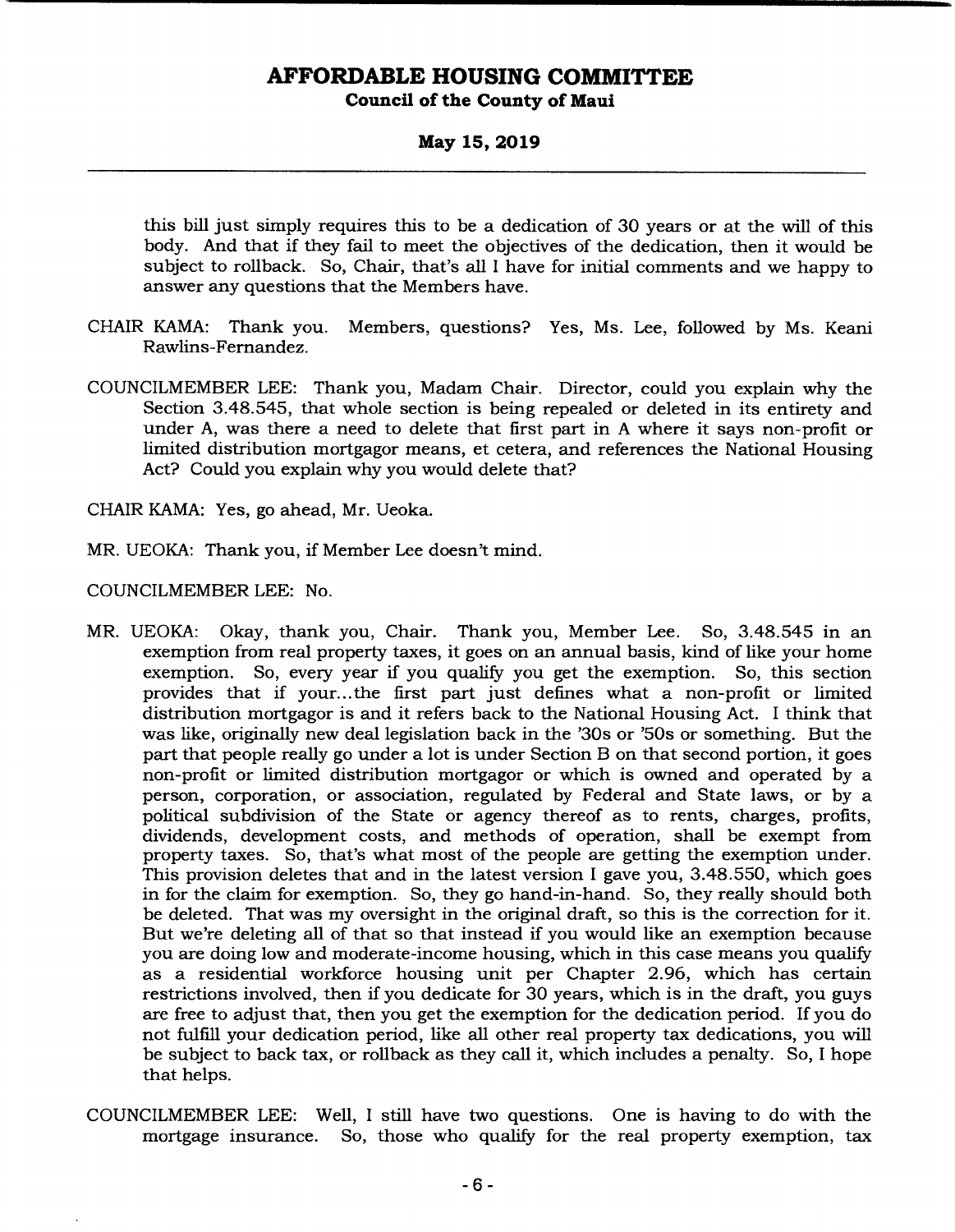this bill just simply requires this to be a dedication of 30 years or at the will of this body. And that if they fail to meet the objectives of the dedication, then it would be subject to rollback. So, Chair, that's all I have for initial comments and we happy to answer any questions that the Members have.

CHAIR KAMA: Thank you. Members, questions? Yes, Ms. Lee, followed by Ms. Keani Rawlins-Fernandez.

COUNCILMEMBER LEE: Thank you, Madam Chair. Director, could you explain why the Section 3.48.545, that whole section is being repealed or deleted in its entirety and under A, was there a need to delete that first part in A where it says non-profit or limited distribution mortgagor means, et cetera, and references the National Housing Act? Could you explain why you would delete that?

CHAIR KAMA: Yes, go ahead, Mr. Ueoka.

MR. UEOKA: Thank you, if Member Lee doesn't mind.

COUNCILMEMBER LEE: No.

MR. UEOKA: Okay, thank you, Chair. Thank you, Member Lee. So, 3.48.545 in an exemption from real property taxes, it goes on an annual basis, kind of like your home exemption. So, every year if you qualify you get the exemption. So, this section provides that if your...the first part just defines what a non-profit or limited distribution mortgagor is and it refers back to the National Housing Act. I think that was like, originally new deal legislation back in the '30s or '50s or something. But the part that people really go under a lot is under Section B on that second portion, it goes non-profit or limited distribution mortgagor or which is owned and operated by a person, corporation, or association, regulated by Federal and State laws, or by a political subdivision of the State or agency thereof as to rents, charges, profits, dividends, development costs, and methods of operation, shall be exempt from property taxes. So, that's what most of the people are getting the exemption under. This provision deletes that and in the latest version I gave you, 3.48.550, which goes in for the claim for exemption. So, they go hand-in-hand. So, they really should both be deleted. That was my oversight in the original draft, so this is the correction for it. But we're deleting all of that so that instead if you would like an exemption because you are doing low and moderate-income housing, which in this case means you qualify as a residential workforce housing unit per Chapter 2.96, which has certain restrictions involved, then if you dedicate for 30 years, which is in the draft, you guys are free to adjust that, then you get the exemption for the dedication period. If you do not fulfill your dedication period, like all other real property tax dedications, you will be subject to back tax, or rollback as they call it, which includes a penalty. So, I hope that helps.

COUNCILMEMBER LEE: Well, I still have two questions. One is having to do with the mortgage insurance. So, those who qualify for the real property exemption, tax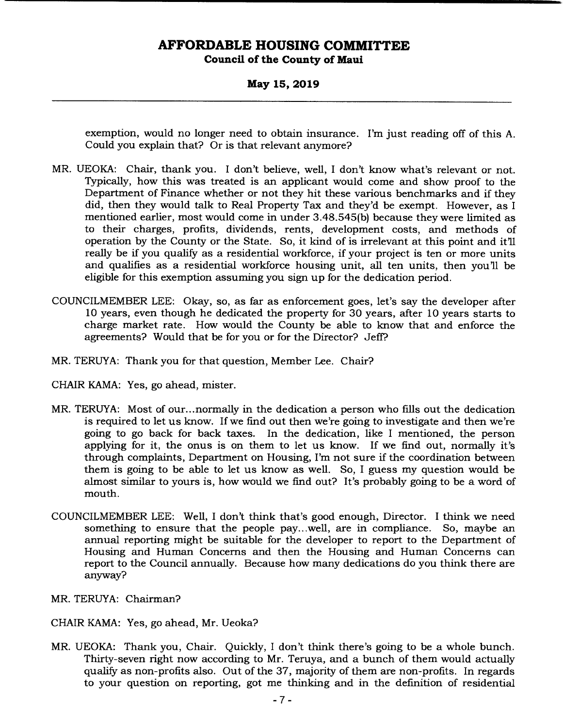exemption, would no longer need to obtain insurance. I'm just reading off of this A. Could you explain that? Or is that relevant anymore?

MR. UEOKA: Chair, thank you. I don't believe, well, I don't know what's relevant or not. Typically, how this was treated is an applicant would come and show proof to the Department of Finance whether or not they hit these various benchmarks and if they did, then they would talk to Real Property Tax and they'd be exempt. However, as I mentioned earlier, most would come in under 3.48.545(b) because they were limited as to their charges, profits, dividends, rents, development costs, and methods of operation by the County or the State. So, it kind of is irrelevant at this point and it'll really be if you qualify as a residential workforce, if your project is ten or more units and qualifies as a residential workforce housing unit, all ten units, then you'll be eligible for this exemption assuming you sign up for the dedication period.

COUNCILMEMBER LEE: Okay, so, as far as enforcement goes, let's say the developer after 10 years, even though he dedicated the property for 30 years, after 10 years starts to charge market rate. How would the County be able to know that and enforce the agreements? Would that be for you or for the Director? Jeff?

MR. TERUYA: Thank you for that question, Member Lee. Chair?

CHAIR KAMA: Yes, go ahead, mister.

MR. TERUYA: Most of our...normally in the dedication a person who fills out the dedication is required to let us know. If we find out then we're going to investigate and then we're going to go back for back taxes. In the dedication, like I mentioned, the person applying for it, the onus is on them to let us know. If we find out, normally it's through complaints, Department on Housing, I'm not sure if the coordination between them is going to be able to let us know as well. So, I guess my question would be almost similar to yours is, how would we find out? It's probably going to be a word of mouth.

COUNCILMEMBER LEE: Well, I don't think that's good enough, Director. I think we need something to ensure that the people pay...well, are in compliance. So, maybe an annual reporting might be suitable for the developer to report to the Department of Housing and Human Concerns and then the Housing and Human Concerns can report to the Council annually. Because how many dedications do you think there are anyway?

MR. TERUYA: Chairman?

CHAIR KAMA: Yes, go ahead, Mr. Ueoka?

MR. UEOKA: Thank you, Chair. Quickly, I don't think there's going to be a whole bunch. Thirty-seven right now according to Mr. Teruya, and a bunch of them would actually qualify as non-profits also. Out of the 37, majority of them are non-profits. In regards to your question on reporting, got me thinking and in the definition of residential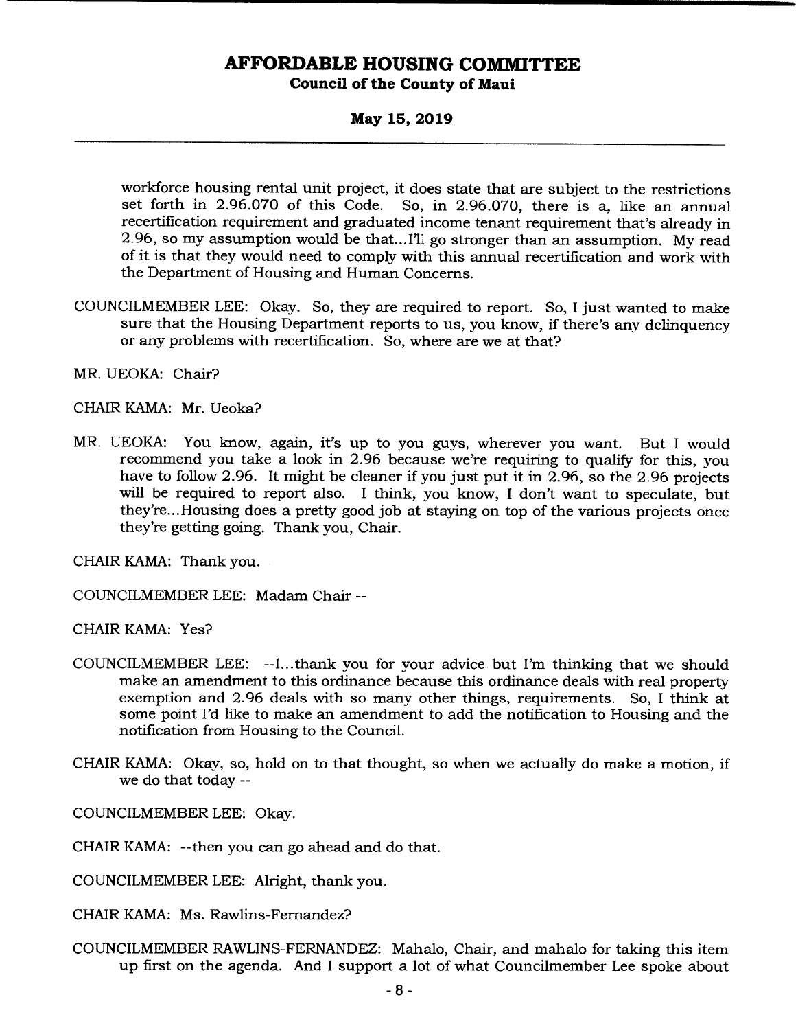workforce housing rental unit project, it does state that are subject to the restrictions set forth in 2.96.070 of this Code. So, in 2.96.070, there is a, like an annual recertification requirement and graduated income tenant requirement that's already in 2.96, so my assumption would be that...I'll go stronger than an assumption. My read of it is that they would need to comply with this annual recertification and work with the Department of Housing and Human Concerns.

COUNCILMEMBER LEE: Okay. So, they are required to report. So, I just wanted to make sure that the Housing Department reports to us, you know, if there's any delinquency or any problems with recertification. So, where are we at that?

MR. UEOKA: Chair?

CHAIR KAMA: Mr. Ueoka?

MR. UEOKA: You know, again, it's up to you guys, wherever you want. But I would recommend you take a look in 2.96 because we're requiring to qualify for this, you have to follow 2.96. It might be cleaner if you just put it in 2.96, so the 2.96 projects will be required to report also. I think, you know, I don't want to speculate, but they're...Housing does a pretty good job at staying on top of the various projects once they're getting going. Thank you, Chair.

CHAIR KAMA: Thank you.

COUNCILMEMBER LEE: Madam Chair --

CHAIR KAMA: Yes?

COUNCILMEMBER LEE: --I...thank you for your advice but I'm thinking that we should make an amendment to this ordinance because this ordinance deals with real property exemption and 2.96 deals with so many other things, requirements. So, I think at some point I'd like to make an amendment to add the notification to Housing and the notification from Housing to the Council.

CHAIR KAMA: Okay, so, hold on to that thought, so when we actually do make a motion, if we do that today --

COUNCILMEMBER LEE: Okay.

CHAIR KAMA: --then you can go ahead and do that.

COUNCILMEMBER LEE: Alright, thank you.

CHAIR KAMA: Ms. Rawlins-Fernandez?

COUNCILMEMBER RAWLINS-FERNANDEZ: Mahalo, Chair, and mahalo for taking this item up first on the agenda. And I support a lot of what Councilmember Lee spoke about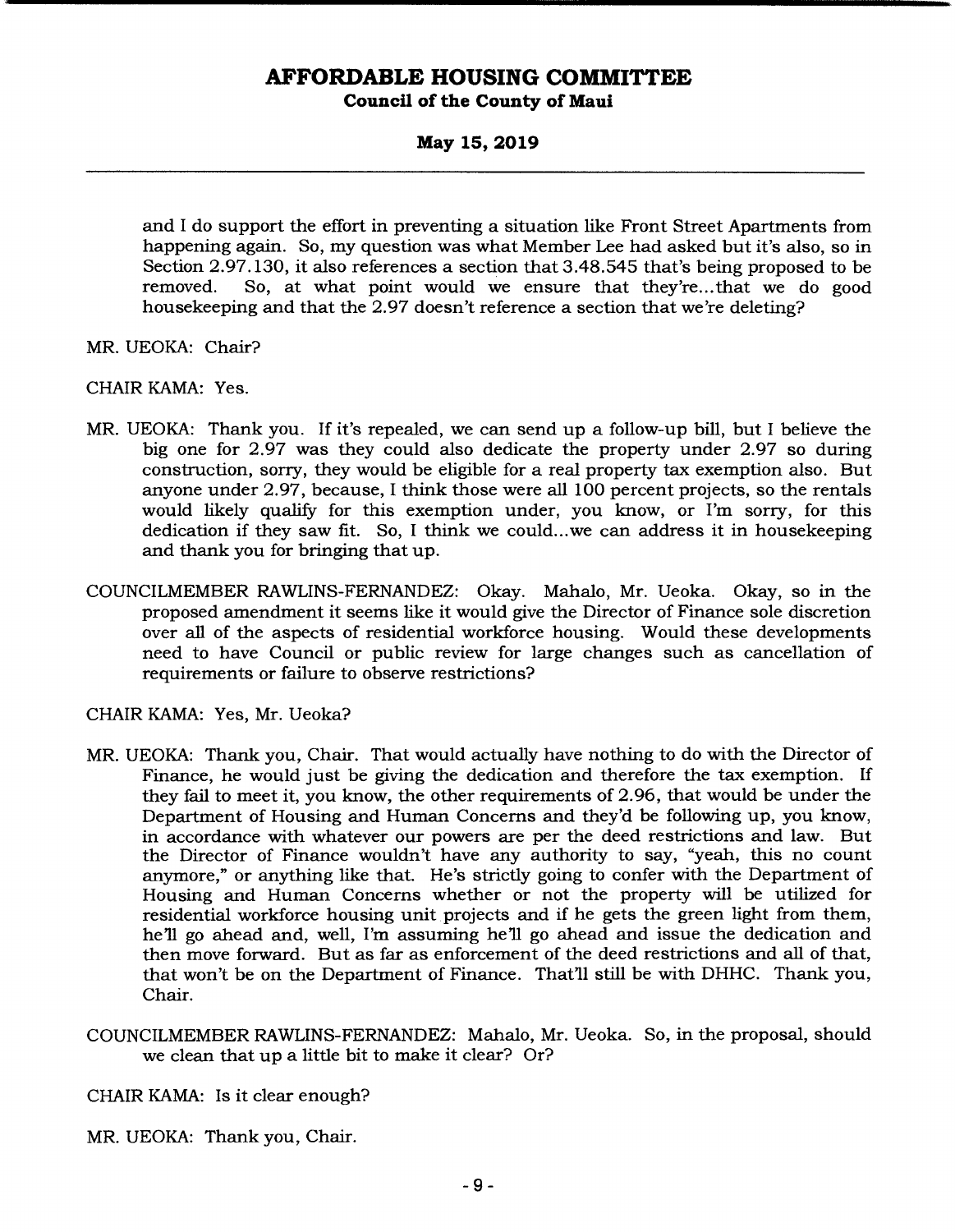and I do support the effort in preventing a situation like Front Street Apartments from happening again. So, my question was what Member Lee had asked but it's also, so in Section 2.97.130, it also references a section that 3.48.545 that's being proposed to be removed. So, at what point would we ensure that they're...that we do good housekeeping and that the 2.97 doesn't reference a section that we're deleting?

MR. UEOKA: Chair?

CHAIR KAMA: Yes.

MR. UEOKA: Thank you. If it's repealed, we can send up a follow-up bill, but I believe the big one for 2.97 was they could also dedicate the property under 2.97 so during construction, sorry, they would be eligible for a real property tax exemption also. But anyone under 2.97, because, I think those were all 100 percent projects, so the rentals would likely qualify for this exemption under, you know, or I'm sorry, for this dedication if they saw fit. So, I think we could...we can address it in housekeeping and thank you for bringing that up.

COUNCILMEMBER RAWLINS-FERNANDEZ: Okay. Mahalo, Mr. Ueoka. Okay, so in the proposed amendment it seems like it would give the Director of Finance sole discretion over all of the aspects of residential workforce housing. Would these developments need to have Council or public review for large changes such as cancellation of requirements or failure to observe restrictions?

CHAIR KAMA: Yes, Mr. Ueoka?

MR. UEOKA: Thank you, Chair. That would actually have nothing to do with the Director of Finance, he would just be giving the dedication and therefore the tax exemption. If they fail to meet it, you know, the other requirements of 2.96, that would be under the Department of Housing and Human Concerns and they'd be following up, you know, in accordance with whatever our powers are per the deed restrictions and law. But the Director of Finance wouldn't have any authority to say, "yeah, this no count anymore," or anything like that. He's strictly going to confer with the Department of Housing and Human Concerns whether or not the property will be utilized for residential workforce housing unit projects and if he gets the green light from them, he'll go ahead and, well, I'm assuming he'll go ahead and issue the dedication and then move forward. But as far as enforcement of the deed restrictions and all of that, that won't be on the Department of Finance. That'll still be with DHHC. Thank you, Chair.

COUNCILMEMBER RAWLINS-FERNANDEZ: Mahalo, Mr. Ueoka. So, in the proposal, should we clean that up a little bit to make it clear? Or?

CHAIR KAMA: Is it clear enough?

MR. UEOKA: Thank you, Chair.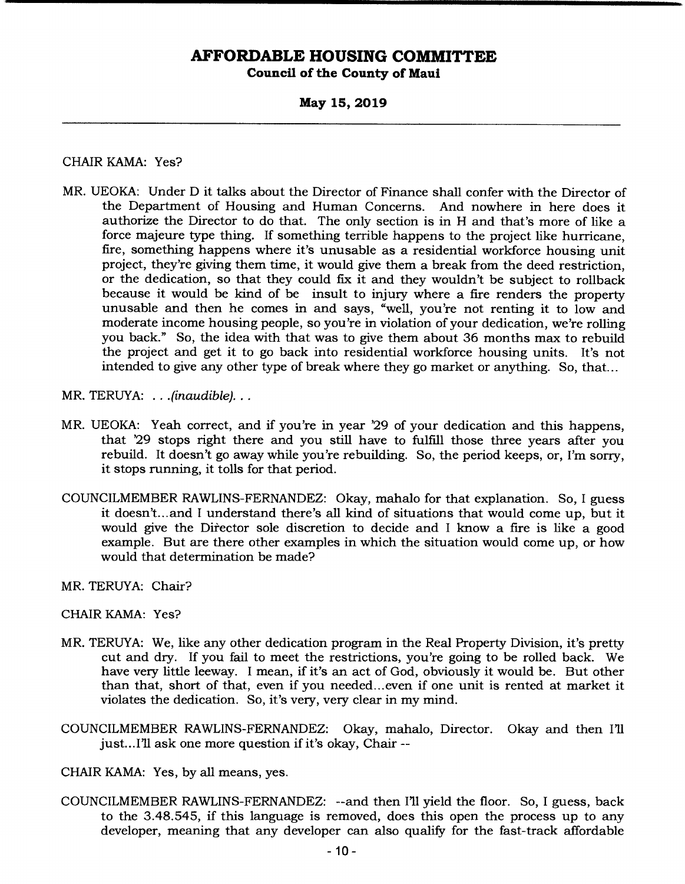CHAIR KAMA: Yes?

MR. UEOKA: Under D it talks about the Director of Finance shall confer with the Director of the Department of Housing and Human Concerns. And nowhere in here does it authorize the Director to do that. The only section is in H and that's more of like a force majeure type thing. If something terrible happens to the project like hurricane, fire, something happens where it's unusable as a residential workforce housing unit project, they're giving them time, it would give them a break from the deed restriction, or the dedication, so that they could fix it and they wouldn't be subject to rollback because it would be kind of be insult to injury where a fire renders the property unusable and then he comes in and says, "well, you're not renting it to low and moderate income housing people, so you're in violation of your dedication, we're rolling you back." So, the idea with that was to give them about 36 months max to rebuild the project and get it to go back into residential workforce housing units. It's not intended to give any other type of break where they go market or anything. So, that...

MR. TERUYA: . . .*(inaudible)*. . .

MR. UEOKA: Yeah correct, and if you're in year '29 of your dedication and this happens, that '29 stops right there and you still have to fulfill those three years after you rebuild. It doesn't go away while you're rebuilding. So, the period keeps, or, I'm sorry, it stops running, it tolls for that period.

COUNCILMEMBER RAWLINS-FERNANDEZ: Okay, mahalo for that explanation. So, I guess it doesn't...and I understand there's all kind of situations that would come up, but it would give the Director sole discretion to decide and I know a fire is like a good example. But are there other examples in which the situation would come up, or how would that determination be made?

MR. TERUYA: Chair?

CHAIR KAMA: Yes?

MR. TERUYA: We, like any other dedication program in the Real Property Division, it's pretty cut and dry. If you fail to meet the restrictions, you're going to be rolled back. We have very little leeway. I mean, if it's an act of God, obviously it would be. But other than that, short of that, even if you needed...even if one unit is rented at market it violates the dedication. So, it's very, very clear in my mind.

COUNCILMEMBER RAWLINS-FERNANDEZ: Okay, mahalo, Director. Okay and then I'll just...I'll ask one more question if it's okay, Chair --

CHAIR KAMA: Yes, by all means, yes.

COUNCILMEMBER RAWLINS-FERNANDEZ: --and then I'll yield the floor. So, I guess, back to the 3.48.545, if this language is removed, does this open the process up to any developer, meaning that any developer can also qualify for the fast-track affordable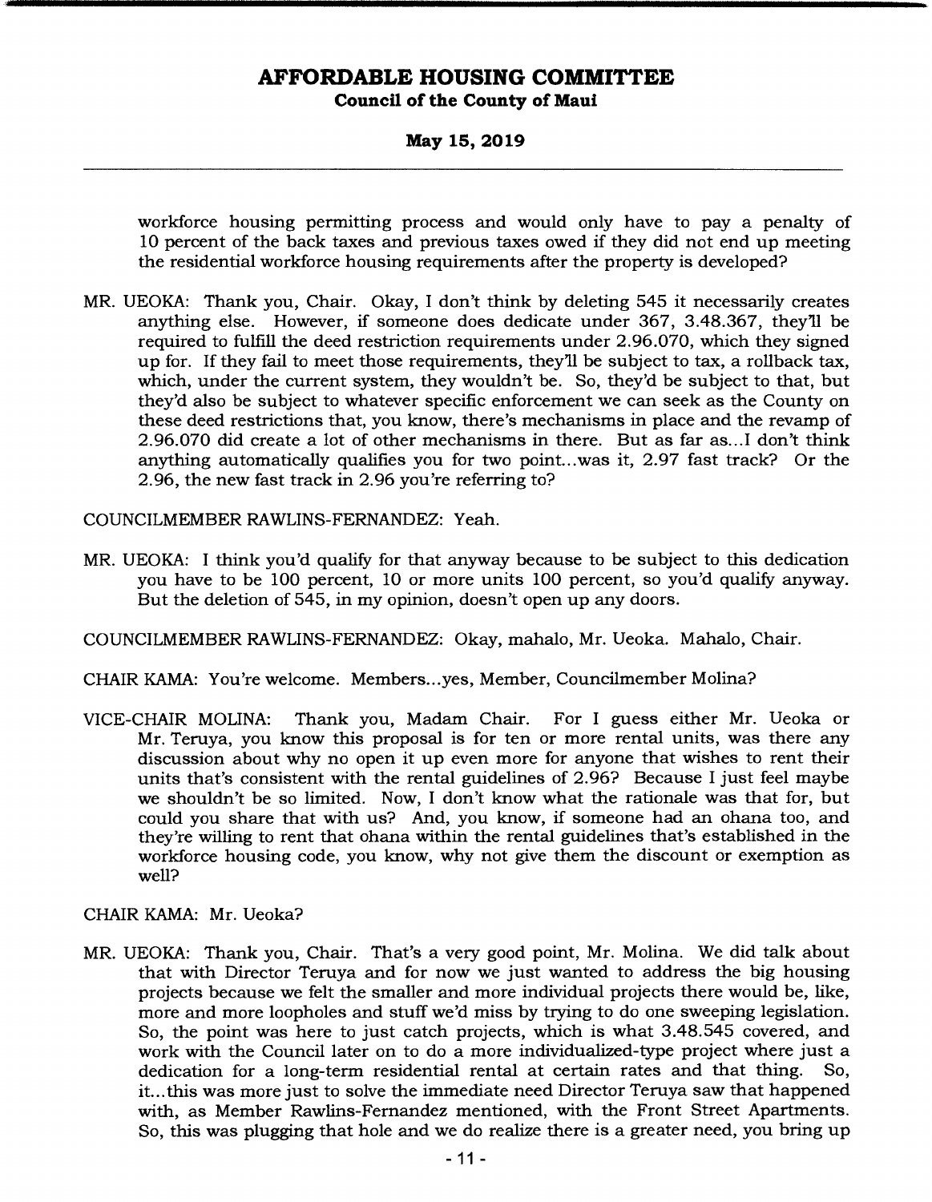workforce housing permitting process and would only have to pay a penalty of 10 percent of the back taxes and previous taxes owed if they did not end up meeting the residential workforce housing requirements after the property is developed?

MR. UEOKA: Thank you, Chair. Okay, I don't think by deleting 545 it necessarily creates anything else. However, if someone does dedicate under 367, 3.48.367, they'll be required to fulfill the deed restriction requirements under 2.96.070, which they signed up for. If they fail to meet those requirements, they'll be subject to tax, a rollback tax, which, under the current system, they wouldn't be. So, they'd be subject to that, but they'd also be subject to whatever specific enforcement we can seek as the County on these deed restrictions that, you know, there's mechanisms in place and the revamp of 2.96.070 did create a lot of other mechanisms in there. But as far as...I don't think anything automatically qualifies you for two point...was it, 2.97 fast track? Or the 2.96, the new fast track in 2.96 you're referring to?

COUNCILMEMBER RAWLINS-FERNANDEZ: Yeah.

MR. UEOKA: I think you'd qualify for that anyway because to be subject to this dedication you have to be 100 percent, 10 or more units 100 percent, so you'd qualify anyway. But the deletion of 545, in my opinion, doesn't open up any doors.

COUNCILMEMBER RAWLINS-FERNANDEZ: Okay, mahalo, Mr. Ueoka. Mahalo, Chair.

CHAIR KAMA: You're welcome. Members...yes, Member, Councilmember Molina?

VICE-CHAIR MOLINA: Thank you, Madam Chair. For I guess either Mr. Ueoka or Mr. Teruya, you know this proposal is for ten or more rental units, was there any discussion about why no open it up even more for anyone that wishes to rent their units that's consistent with the rental guidelines of 2.96? Because I just feel maybe we shouldn't be so limited. Now, I don't know what the rationale was that for, but could you share that with us? And, you know, if someone had an ohana too, and they're willing to rent that ohana within the rental guidelines that's established in the workforce housing code, you know, why not give them the discount or exemption as well?

CHAIR KAMA: Mr. Ueoka?

MR. UEOKA: Thank you, Chair. That's a very good point, Mr. Molina. We did talk about that with Director Teruya and for now we just wanted to address the big housing projects because we felt the smaller and more individual projects there would be, like, more and more loopholes and stuff we'd miss by trying to do one sweeping legislation. So, the point was here to just catch projects, which is what 3.48.545 covered, and work with the Council later on to do a more individualized-type project where just a dedication for a long-term residential rental at certain rates and that thing. So, it...this was more just to solve the immediate need Director Teruya saw that happened with, as Member Rawlins-Fernandez mentioned, with the Front Street Apartments. So, this was plugging that hole and we do realize there is a greater need, you bring up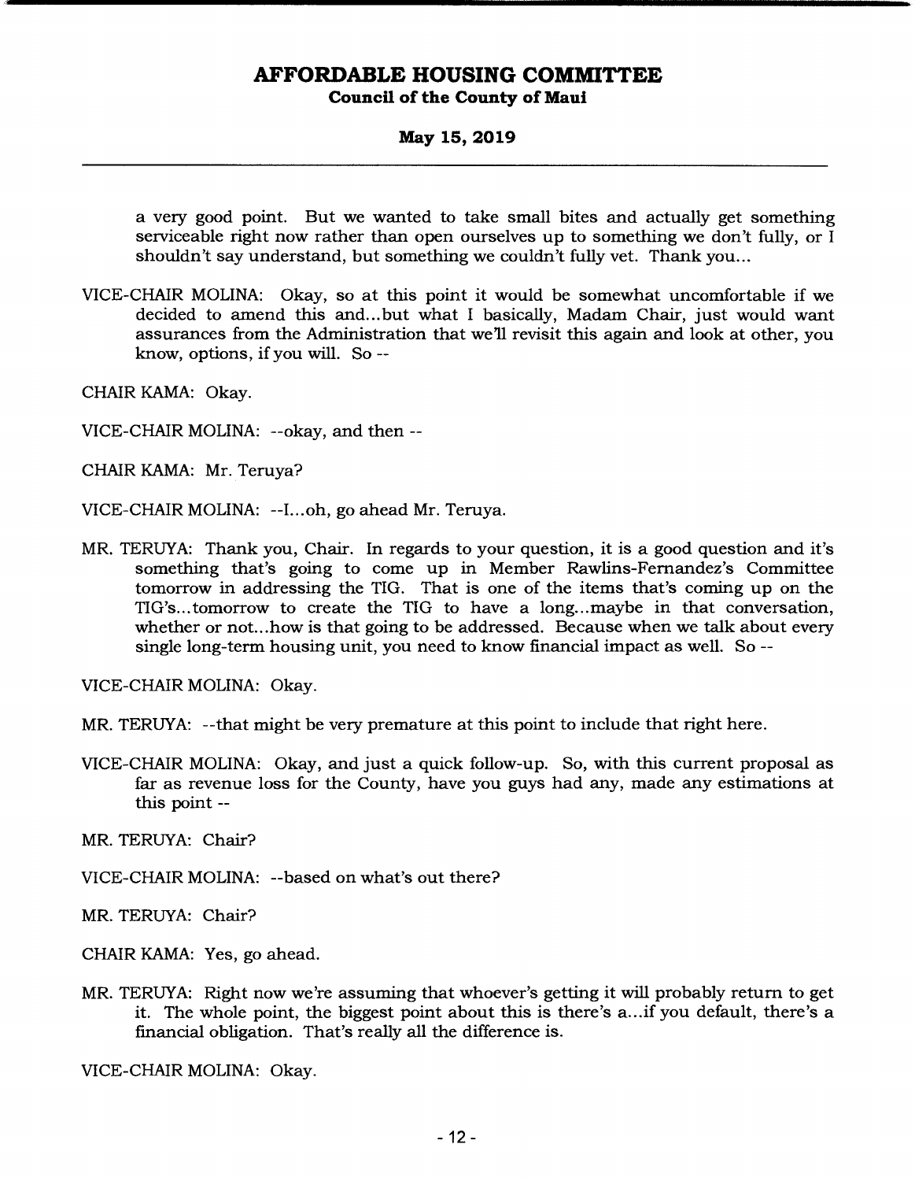a very good point. But we wanted to take small bites and actually get something serviceable right now rather than open ourselves up to something we don't fully, or I shouldn't say understand, but something we couldn't fully vet. Thank you...

VICE-CHAIR MOLINA: Okay, so at this point it would be somewhat uncomfortable if we decided to amend this and...but what I basically, Madam Chair, just would want assurances from the Administration that we'll revisit this again and look at other, you know, options, if you will. So --

CHAIR KAMA: Okay.

VICE-CHAIR MOLINA: --okay, and then --

CHAIR KAMA: Mr. Teruya?

VICE-CHAIR MOLINA: --I...oh, go ahead Mr. Teruya.

MR. TERUYA: Thank you, Chair. In regards to your question, it is a good question and it's something that's going to come up in Member Rawlins-Fernandez's Committee tomorrow in addressing the TIG. That is one of the items that's coming up on the TIG's...tomorrow to create the TIG to have a long...maybe in that conversation, whether or not...how is that going to be addressed. Because when we talk about every single long-term housing unit, you need to know financial impact as well. So --

VICE-CHAIR MOLINA: Okay.

MR. TERUYA: --that might be very premature at this point to include that right here.

VICE-CHAIR MOLINA: Okay, and just a quick follow-up. So, with this current proposal as far as revenue loss for the County, have you guys had any, made any estimations at this point --

MR. TERUYA: Chair?

VICE-CHAIR MOLINA: --based on what's out there?

MR. TERUYA: Chair?

CHAIR KAMA: Yes, go ahead.

MR. TERUYA: Right now we're assuming that whoever's getting it will probably return to get it. The whole point, the biggest point about this is there's a...if you default, there's a financial obligation. That's really all the difference is.

VICE-CHAIR MOLINA: Okay.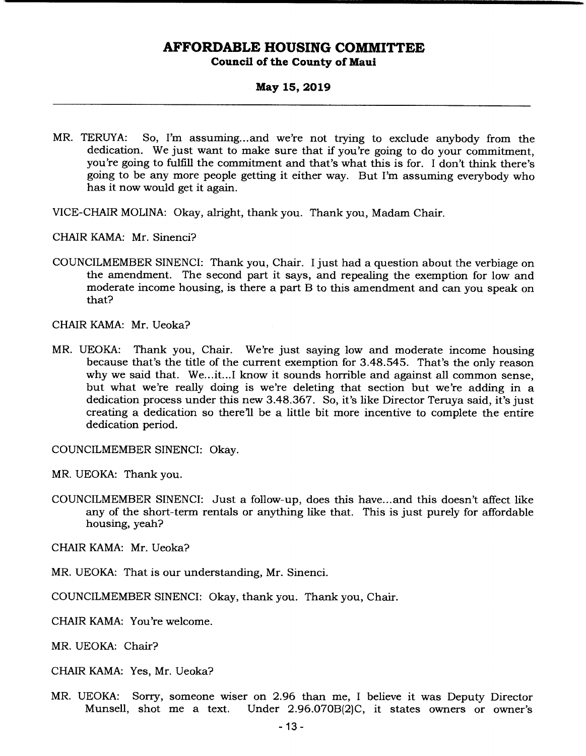MR. TERUYA: So, I'm assuming...and we're not trying to exclude anybody from the dedication. We just want to make sure that if you're going to do your commitment, you're going to fulfill the commitment and that's what this is for. I don't think there's going to be any more people getting it either way. But I'm assuming everybody who has it now would get it again.

VICE-CHAIR MOLINA: Okay, alright, thank you. Thank you, Madam Chair.

CHAIR KAMA: Mr. Sinenci?

COUNCILMEMBER SINENCI: Thank you, Chair. I just had a question about the verbiage on the amendment. The second part it says, and repealing the exemption for low and moderate income housing, is there a part B to this amendment and can you speak on that?

CHAIR KAMA: Mr. Ueoka?

MR. UEOKA: Thank you, Chair. We're just saying low and moderate income housing because that's the title of the current exemption for 3.48.545. That's the only reason why we said that. We...it...I know it sounds horrible and against all common sense, but what we're really doing is we're deleting that section but we're adding in a dedication process under this new 3.48.367. So, it's like Director Teruya said, it's just creating a dedication so there'll be a little bit more incentive to complete the entire dedication period.

COUNCILMEMBER SINENCI: Okay.

MR. UEOKA: Thank you.

COUNCILMEMBER SINENCI: Just a follow-up, does this have...and this doesn't affect like any of the short-term rentals or anything like that. This is just purely for affordable housing, yeah?

CHAIR KAMA: Mr. Ueoka?

MR. UEOKA: That is our understanding, Mr. Sinenci.

COUNCILMEMBER SINENCI: Okay, thank you. Thank you, Chair.

CHAIR KAMA: You're welcome.

MR. UEOKA: Chair?

CHAIR KAMA: Yes, Mr. Ueoka?

MR. UEOKA: Sorry, someone wiser on 2.96 than me, I believe it was Deputy Director Munsell, shot me a text. Under 2.96.070B(2)C, it states owners or owner's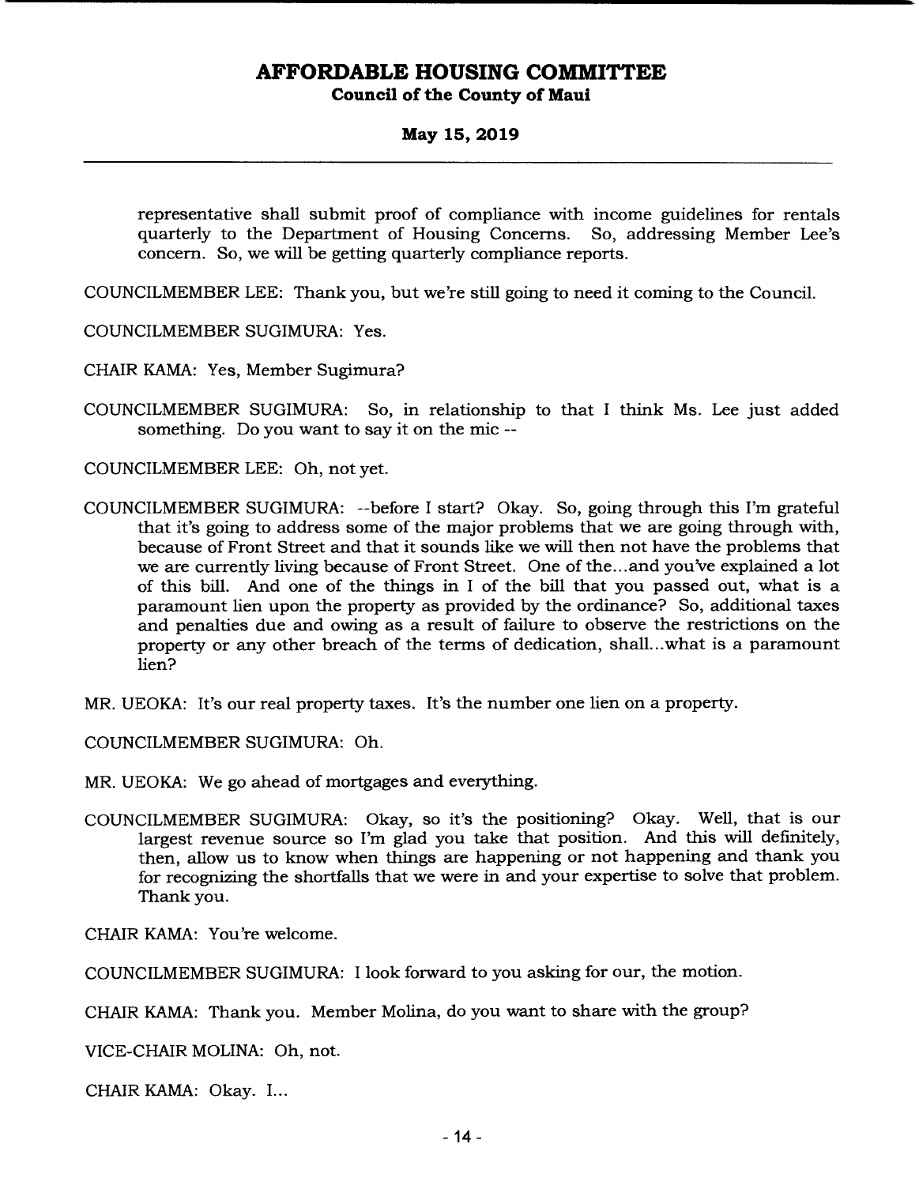representative shall submit proof of compliance with income guidelines for rentals quarterly to the Department of Housing Concerns. So, addressing Member Lee's concern. So, we will be getting quarterly compliance reports.

COUNCILMEMBER LEE: Thank you, but we're still going to need it coming to the Council.

COUNCILMEMBER SUGIMURA: Yes.

CHAIR KAMA: Yes, Member Sugimura?

COUNCILMEMBER SUGIMURA: So, in relationship to that I think Ms. Lee just added something. Do you want to say it on the mic --

COUNCILMEMBER LEE: Oh, not yet.

COUNCILMEMBER SUGIMURA: --before I start? Okay. So, going through this I'm grateful that it's going to address some of the major problems that we are going through with, because of Front Street and that it sounds like we will then not have the problems that we are currently living because of Front Street. One of the...and you've explained a lot of this bill. And one of the things in I of the bill that you passed out, what is a paramount lien upon the property as provided by the ordinance? So, additional taxes and penalties due and owing as a result of failure to observe the restrictions on the property or any other breach of the terms of dedication, shall...what is a paramount lien?

MR. UEOKA: It's our real property taxes. It's the number one lien on a property.

COUNCILMEMBER SUGIMURA: Oh.

MR. UEOKA: We go ahead of mortgages and everything.

COUNCILMEMBER SUGIMURA: Okay, so it's the positioning? Okay. Well, that is our largest revenue source so I'm glad you take that position. And this will definitely, then, allow us to know when things are happening or not happening and thank you for recognizing the shortfalls that we were in and your expertise to solve that problem. Thank you.

CHAIR KAMA: You're welcome.

COUNCILMEMBER SUGIMURA: I look forward to you asking for our, the motion.

CHAIR KAMA: Thank you. Member Molina, do you want to share with the group?

VICE-CHAIR MOLINA: Oh, not.

CHAIR KAMA: Okay. I...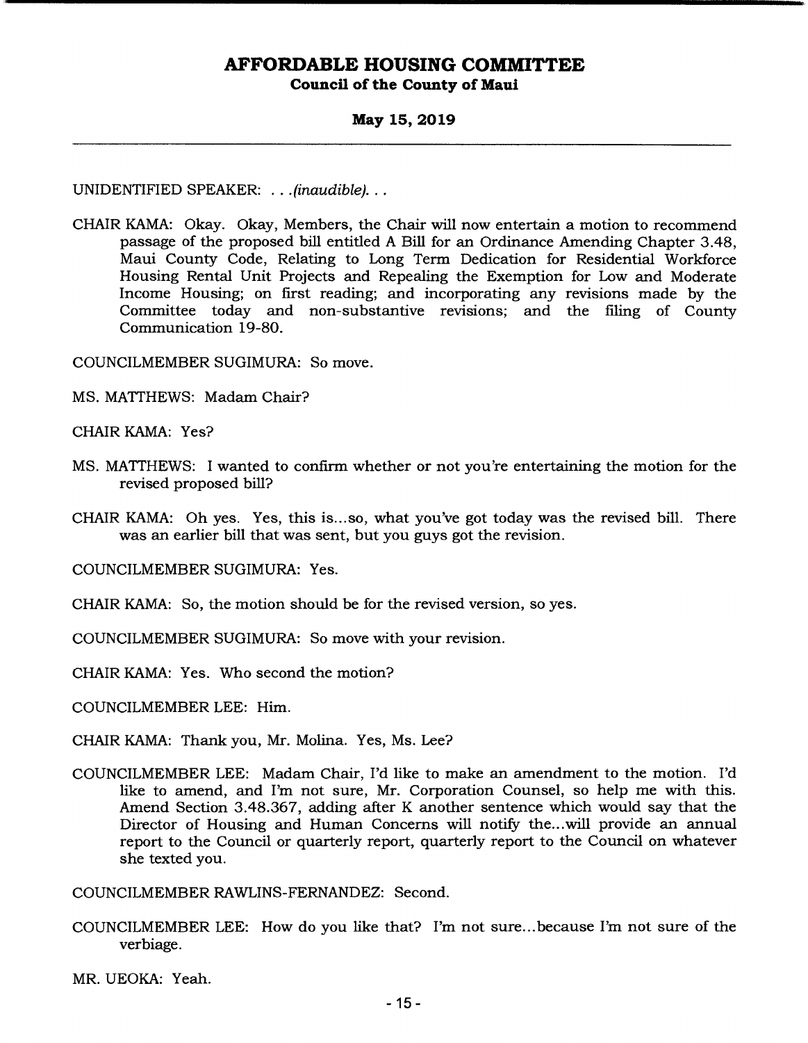UNIDENTIFIED SPEAKER: . . .*(inaudible)*. . .

CHAIR KAMA: Okay. Okay, Members, the Chair will now entertain a motion to recommend passage of the proposed bill entitled A Bill for an Ordinance Amending Chapter 3.48, Maui County Code, Relating to Long Term Dedication for Residential Workforce Housing Rental Unit Projects and Repealing the Exemption for Low and Moderate Income Housing; on first reading; and incorporating any revisions made by the Committee today and non-substantive revisions; and the filing of County Communication 19-80.

COUNCILMEMBER SUGIMURA: So move.

MS. MATTHEWS: Madam Chair?

CHAIR KAMA: Yes?

MS. MATTHEWS: I wanted to confirm whether or not you're entertaining the motion for the revised proposed bill?

CHAIR KAMA: Oh yes. Yes, this is...so, what you've got today was the revised bill. There was an earlier bill that was sent, but you guys got the revision.

COUNCILMEMBER SUGIMURA: Yes.

CHAIR KAMA: So, the motion should be for the revised version, so yes.

COUNCILMEMBER SUGIMURA: So move with your revision.

CHAIR KAMA: Yes. Who second the motion?

COUNCILMEMBER LEE: Him.

CHAIR KAMA: Thank you, Mr. Molina. Yes, Ms. Lee?

COUNCILMEMBER LEE: Madam Chair, I'd like to make an amendment to the motion. I'd like to amend, and I'm not sure, Mr. Corporation Counsel, so help me with this. Amend Section 3.48.367, adding after K another sentence which would say that the Director of Housing and Human Concerns will notify the...will provide an annual report to the Council or quarterly report, quarterly report to the Council on whatever she texted you.

COUNCILMEMBER RAWLINS-FERNANDEZ: Second.

COUNCILMEMBER LEE: How do you like that? I'm not sure...because I'm not sure of the verbiage.

MR. UEOKA: Yeah.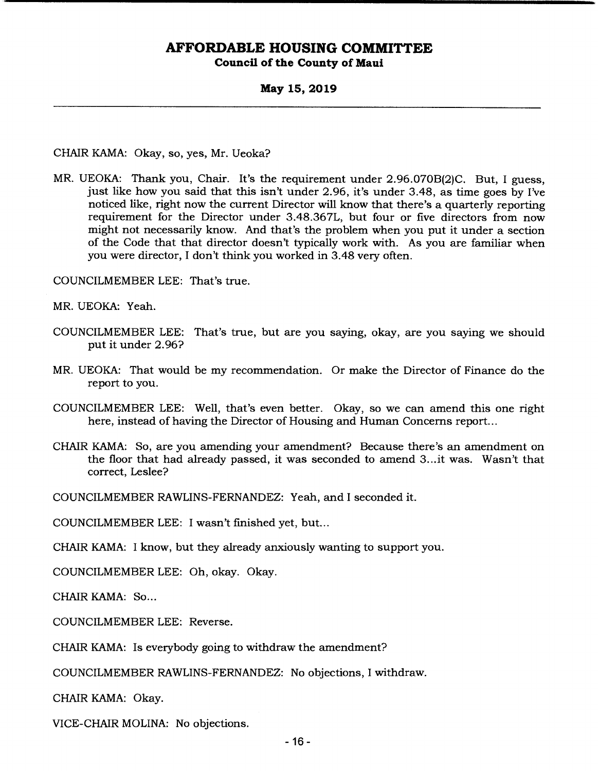CHAIR KAMA: Okay, so, yes, Mr. Ueoka?

MR. UEOKA: Thank you, Chair. It's the requirement under 2.96.070B(2)C. But, I guess, just like how you said that this isn't under 2.96, it's under 3.48, as time goes by I've noticed like, right now the current Director will know that there's a quarterly reporting requirement for the Director under 3.48.367L, but four or five directors from now might not necessarily know. And that's the problem when you put it under a section of the Code that that director doesn't typically work with. As you are familiar when you were director, I don't think you worked in 3.48 very often.

COUNCILMEMBER LEE: That's true.

MR. UEOKA: Yeah.

COUNCILMEMBER LEE: That's true, but are you saying, okay, are you saying we should put it under 2.96?

MR. UEOKA: That would be my recommendation. Or make the Director of Finance do the report to you.

COUNCILMEMBER LEE: Well, that's even better. Okay, so we can amend this one right here, instead of having the Director of Housing and Human Concerns report...

CHAIR KAMA: So, are you amending your amendment? Because there's an amendment on the floor that had already passed, it was seconded to amend 3...it was. Wasn't that correct, Leslee?

COUNCILMEMBER RAWLINS-FERNANDEZ: Yeah, and I seconded it.

COUNCILMEMBER LEE: I wasn't finished yet, but...

CHAIR KAMA: I know, but they already anxiously wanting to support you.

COUNCILMEMBER LEE: Oh, okay. Okay.

CHAIR KAMA: So...

COUNCILMEMBER LEE: Reverse.

CHAIR KAMA: Is everybody going to withdraw the amendment?

COUNCILMEMBER RAWLINS-FERNANDEZ: No objections, I withdraw.

CHAIR KAMA: Okay.

VICE-CHAIR MOLINA: No objections.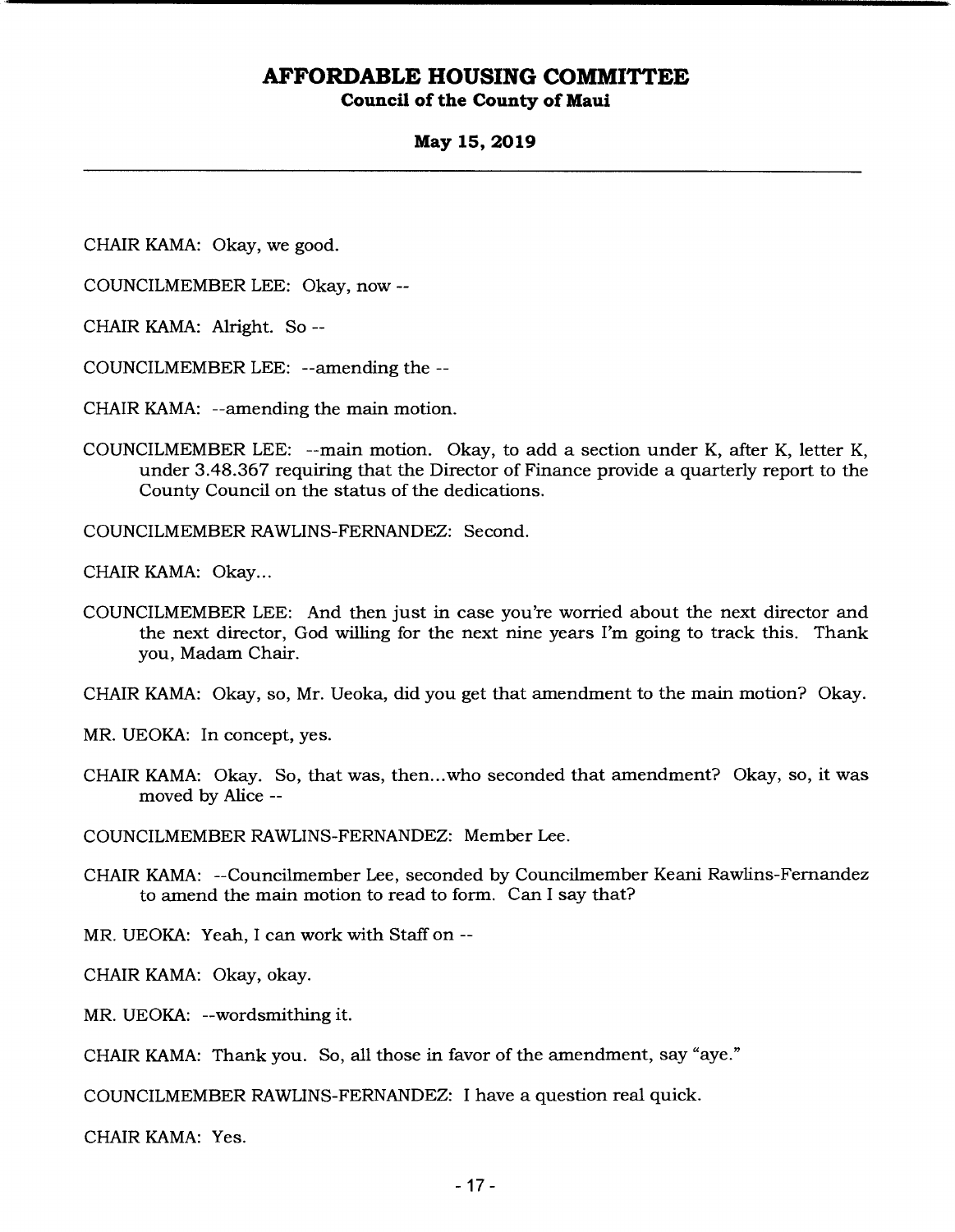CHAIR KAMA: Okay, we good.

COUNCILMEMBER LEE: Okay, now --

CHAIR KAMA: Alright. So --

COUNCILMEMBER LEE: --amending the --

CHAIR KAMA: --amending the main motion.

COUNCILMEMBER LEE: --main motion. Okay, to add a section under K, after K, letter K, under 3.48.367 requiring that the Director of Finance provide a quarterly report to the County Council on the status of the dedications.

COUNCILMEMBER RAWLINS-FERNANDEZ: Second.

CHAIR KAMA: Okay...

COUNCILMEMBER LEE: And then just in case you're worried about the next director and the next director, God willing for the next nine years I'm going to track this. Thank you, Madam Chair.

CHAIR KAMA: Okay, so, Mr. Ueoka, did you get that amendment to the main motion? Okay.

MR. UEOKA: In concept, yes.

CHAIR KAMA: Okay. So, that was, then...who seconded that amendment? Okay, so, it was moved by Alice --

COUNCILMEMBER RAWLINS-FERNANDEZ: Member Lee.

CHAIR KAMA: --Councilmember Lee, seconded by Councilmember Keani Rawlins-Fernandez to amend the main motion to read to form. Can I say that?

MR. UEOKA: Yeah, I can work with Staff on --

CHAIR KAMA: Okay, okay.

MR. UEOKA: --wordsmithing it.

CHAIR KAMA: Thank you. So, all those in favor of the amendment, say "aye."

COUNCILMEMBER RAWLINS-FERNANDEZ: I have a question real quick.

CHAIR KAMA: Yes.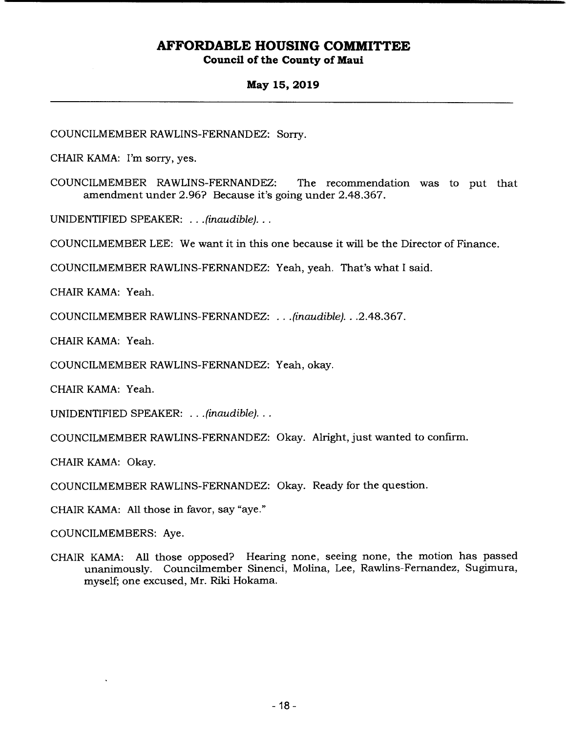COUNCILMEMBER RAWLINS-FERNANDEZ: Sorry.

CHAIR KAMA: I'm sorry, yes.

COUNCILMEMBER RAWLINS-FERNANDEZ: The recommendation was to put that amendment under 2.96? Because it's going under 2.48.367.

UNIDENTIFIED SPEAKER: *. . .(inaudible). . .*

COUNCILMEMBER LEE: We want it in this one because it will be the Director of Finance.

COUNCILMEMBER RAWLINS-FERNANDEZ: Yeah, yeah. That's what I said.

CHAIR KAMA: Yeah.

COUNCILMEMBER RAWLINS-FERNANDEZ: *. . .(inaudible). . .*2.48.367.

CHAIR KAMA: Yeah.

COUNCILMEMBER RAWLINS-FERNANDEZ: Yeah, okay.

CHAIR KAMA: Yeah.

UNIDENTIFIED SPEAKER: *. . .(inaudible). . .*

COUNCILMEMBER RAWLINS-FERNANDEZ: Okay. Alright, just wanted to confirm.

CHAIR KAMA: Okay.

COUNCILMEMBER RAWLINS-FERNANDEZ: Okay. Ready for the question.

CHAIR KAMA: All those in favor, say "aye."

COUNCILMEMBERS: Aye.

CHAIR KAMA: All those opposed? Hearing none, seeing none, the motion has passed unanimously. Councilmember Sinenci, Molina, Lee, Rawlins-Fernandez, Sugimura, myself; one excused, Mr. Riki Hokama.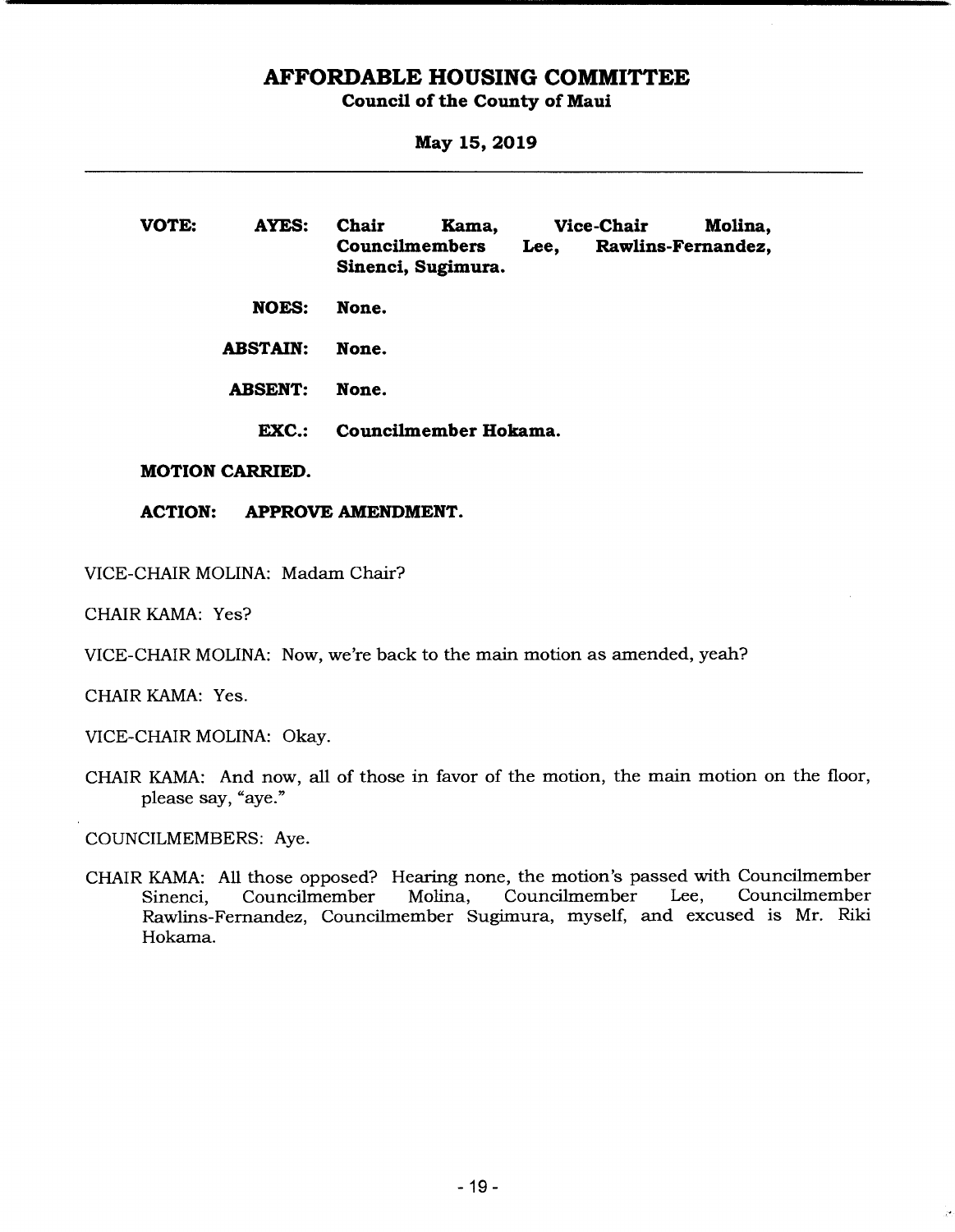**VOTE:**

**AYES:** **Chair Kama, Vice-Chair Molina, Councilmembers Lee, Rawlins-Fernandez, Sinenci, Sugimura.**

**NOES:** **None.**

**ABSTAIN:** **None.**

**ABSENT:** **None.**

**EXC.:** **Councilmember Hokama.**

**MOTION CARRIED.**

**ACTION: APPROVE AMENDMENT.**

VICE-CHAIR MOLINA: Madam Chair?

CHAIR KAMA: Yes?

VICE-CHAIR MOLINA: Now, we're back to the main motion as amended, yeah?

CHAIR KAMA: Yes.

VICE-CHAIR MOLINA: Okay.

CHAIR KAMA: And now, all of those in favor of the motion, the main motion on the floor, please say, "aye."

COUNCILMEMBERS: Aye.

CHAIR KAMA: All those opposed? Hearing none, the motion's passed with Councilmember Sinenci, Councilmember Molina, Councilmember Lee, Councilmember Rawlins-Fernandez, Councilmember Sugimura, myself, and excused is Mr. Riki Hokama.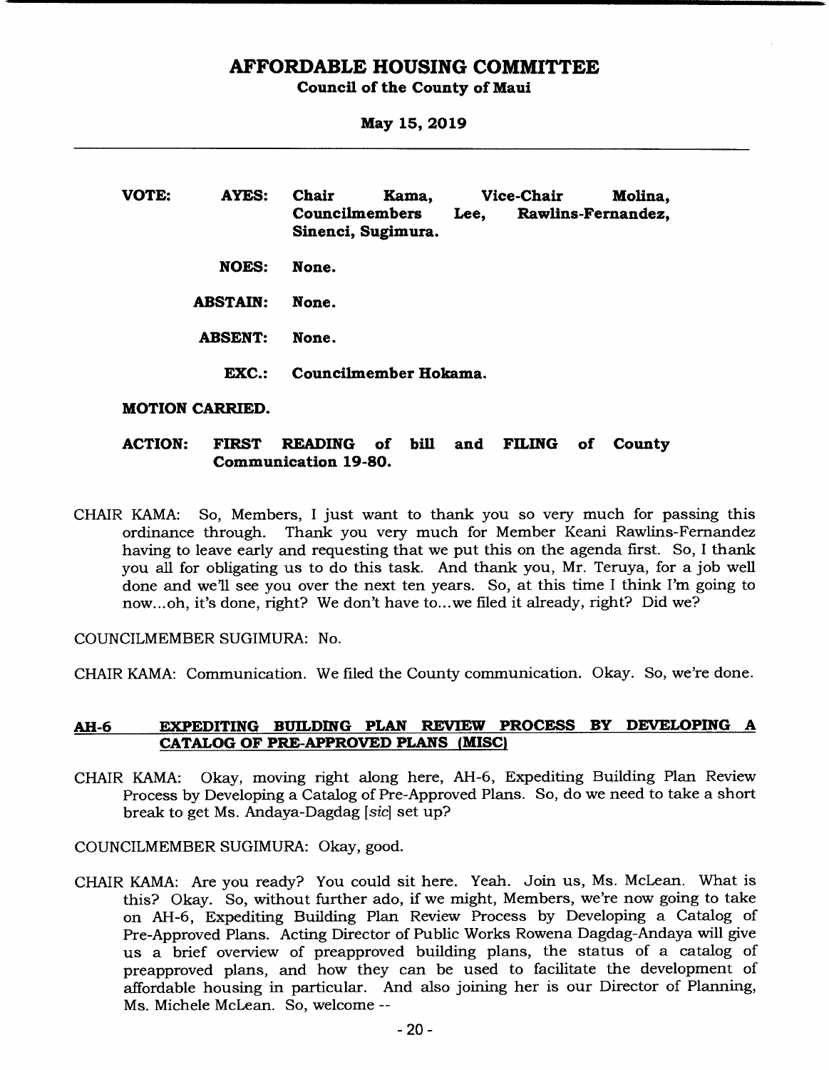**VOTE:** **AYES:** **Chair Kama, Vice-Chair Molina, Councilmembers Lee, Rawlins-Fernandez, Sinenci, Sugimura.**

**NOES:** **None.**

**ABSTAIN:** **None.**

**ABSENT:** **None.**

**EXC.:** **Councilmember Hokama.**

**MOTION CARRIED.**

**ACTION:** **FIRST READING of bill and FILING of County Communication 19-80.**

CHAIR KAMA: So, Members, I just want to thank you so very much for passing this ordinance through. Thank you very much for Member Keani Rawlins-Fernandez having to leave early and requesting that we put this on the agenda first. So, I thank you all for obligating us to do this task. And thank you, Mr. Teruya, for a job well done and we'll see you over the next ten years. So, at this time I think I'm going to now...oh, it's done, right? We don't have to...we filed it already, right? Did we?

COUNCILMEMBER SUGIMURA: No.

CHAIR KAMA: Communication. We filed the County communication. Okay. So, we're done.

## AH-6 EXPEDITING BUILDING PLAN REVIEW PROCESS BY DEVELOPING A CATALOG OF PRE-APPROVED PLANS (MISC)

CHAIR KAMA: Okay, moving right along here, AH-6, Expediting Building Plan Review Process by Developing a Catalog of Pre-Approved Plans. So, do we need to take a short break to get Ms. Andaya-Dagdag [*sic*] set up?

COUNCILMEMBER SUGIMURA: Okay, good.

CHAIR KAMA: Are you ready? You could sit here. Yeah. Join us, Ms. McLean. What is this? Okay. So, without further ado, if we might, Members, we're now going to take on AH-6, Expediting Building Plan Review Process by Developing a Catalog of Pre-Approved Plans. Acting Director of Public Works Rowena Dagdag-Andaya will give us a brief overview of preapproved building plans, the status of a catalog of preapproved plans, and how they can be used to facilitate the development of affordable housing in particular. And also joining her is our Director of Planning, Ms. Michele McLean. So, welcome --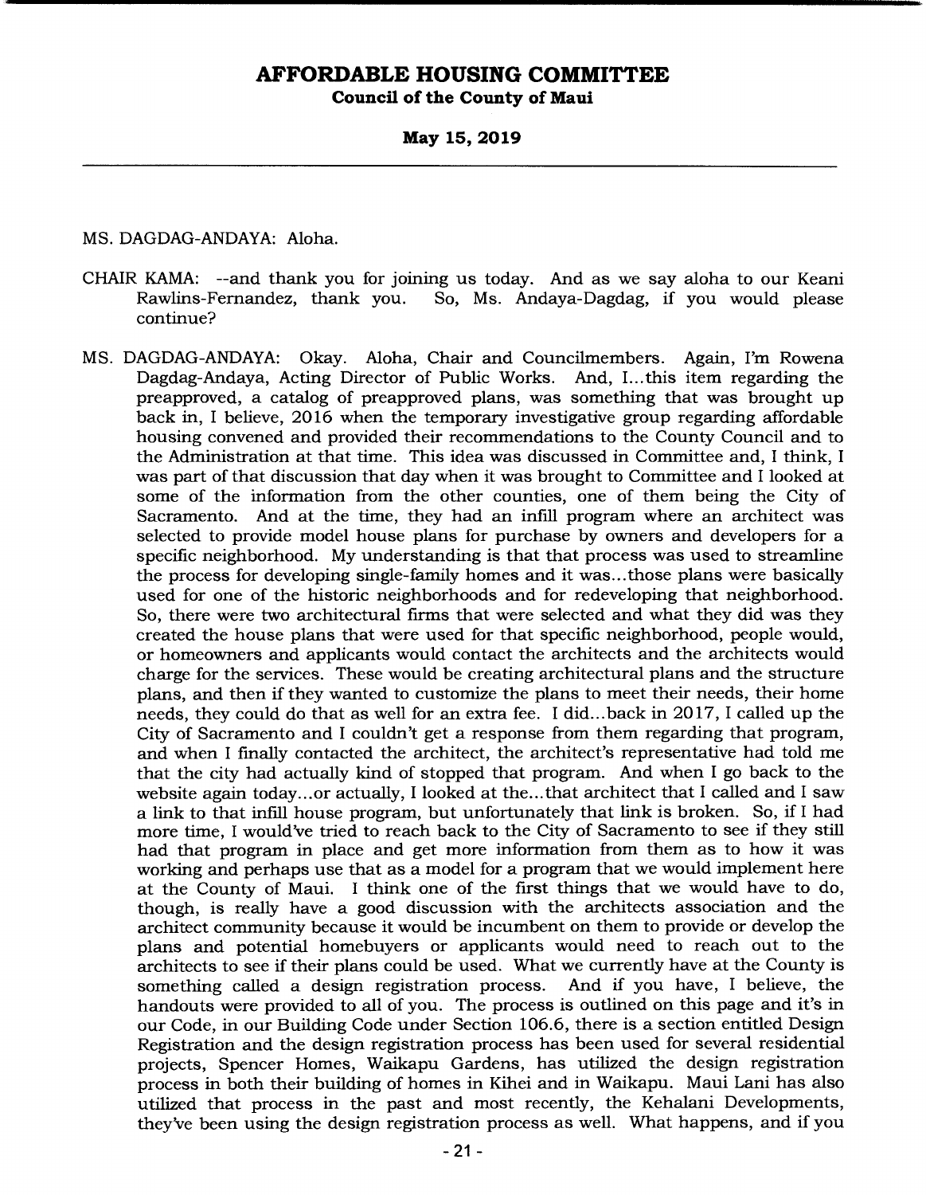MS. DAGDAG-ANDAYA: Aloha.

CHAIR KAMA: --and thank you for joining us today. And as we say aloha to our Keani Rawlins-Fernandez, thank you. So, Ms. Andaya-Dagdag, if you would please continue?

MS. DAGDAG-ANDAYA: Okay. Aloha, Chair and Councilmembers. Again, I'm Rowena Dagdag-Andaya, Acting Director of Public Works. And, I...this item regarding the preapproved, a catalog of preapproved plans, was something that was brought up back in, I believe, 2016 when the temporary investigative group regarding affordable housing convened and provided their recommendations to the County Council and to the Administration at that time. This idea was discussed in Committee and, I think, I was part of that discussion that day when it was brought to Committee and I looked at some of the information from the other counties, one of them being the City of Sacramento. And at the time, they had an infill program where an architect was selected to provide model house plans for purchase by owners and developers for a specific neighborhood. My understanding is that that process was used to streamline the process for developing single-family homes and it was...those plans were basically used for one of the historic neighborhoods and for redeveloping that neighborhood. So, there were two architectural firms that were selected and what they did was they created the house plans that were used for that specific neighborhood, people would, or homeowners and applicants would contact the architects and the architects would charge for the services. These would be creating architectural plans and the structure plans, and then if they wanted to customize the plans to meet their needs, their home needs, they could do that as well for an extra fee. I did...back in 2017, I called up the City of Sacramento and I couldn't get a response from them regarding that program, and when I finally contacted the architect, the architect's representative had told me that the city had actually kind of stopped that program. And when I go back to the website again today...or actually, I looked at the...that architect that I called and I saw a link to that infill house program, but unfortunately that link is broken. So, if I had more time, I would've tried to reach back to the City of Sacramento to see if they still had that program in place and get more information from them as to how it was working and perhaps use that as a model for a program that we would implement here at the County of Maui. I think one of the first things that we would have to do, though, is really have a good discussion with the architects association and the architect community because it would be incumbent on them to provide or develop the plans and potential homebuyers or applicants would need to reach out to the architects to see if their plans could be used. What we currently have at the County is something called a design registration process. And if you have, I believe, the handouts were provided to all of you. The process is outlined on this page and it's in our Code, in our Building Code under Section 106.6, there is a section entitled Design Registration and the design registration process has been used for several residential projects, Spencer Homes, Waikapu Gardens, has utilized the design registration process in both their building of homes in Kihei and in Waikapu. Maui Lani has also utilized that process in the past and most recently, the Kehalani Developments, they've been using the design registration process as well. What happens, and if you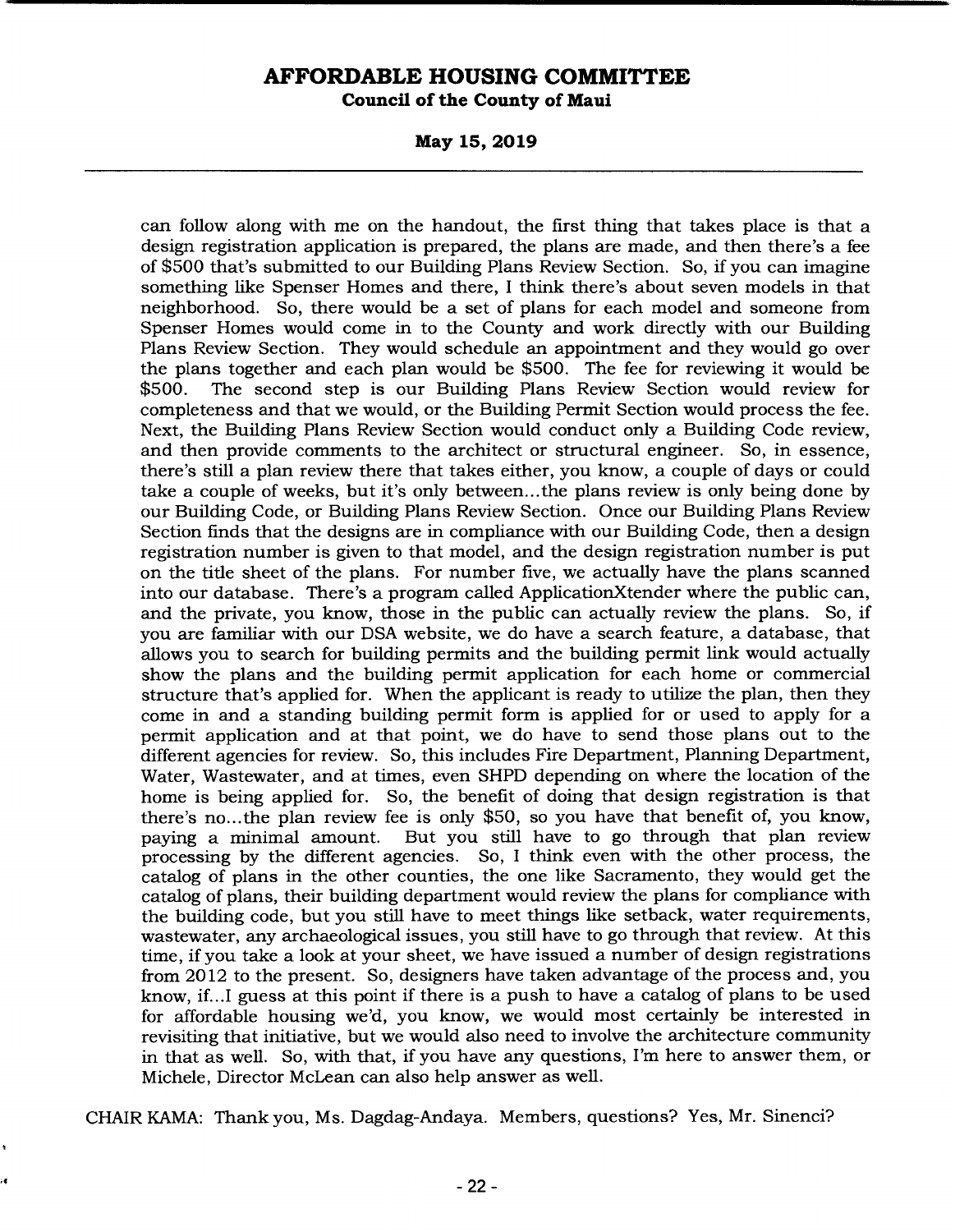can follow along with me on the handout, the first thing that takes place is that a design registration application is prepared, the plans are made, and then there's a fee of $500 that's submitted to our Building Plans Review Section. So, if you can imagine something like Spenser Homes and there, I think there's about seven models in that neighborhood. So, there would be a set of plans for each model and someone from Spenser Homes would come in to the County and work directly with our Building Plans Review Section. They would schedule an appointment and they would go over the plans together and each plan would be $500. The fee for reviewing it would be $500. The second step is our Building Plans Review Section would review for completeness and that we would, or the Building Permit Section would process the fee. Next, the Building Plans Review Section would conduct only a Building Code review, and then provide comments to the architect or structural engineer. So, in essence, there's still a plan review there that takes either, you know, a couple of days or could take a couple of weeks, but it's only between...the plans review is only being done by our Building Code, or Building Plans Review Section. Once our Building Plans Review Section finds that the designs are in compliance with our Building Code, then a design registration number is given to that model, and the design registration number is put on the title sheet of the plans. For number five, we actually have the plans scanned into our database. There's a program called ApplicationXtender where the public can, and the private, you know, those in the public can actually review the plans. So, if you are familiar with our DSA website, we do have a search feature, a database, that allows you to search for building permits and the building permit link would actually show the plans and the building permit application for each home or commercial structure that's applied for. When the applicant is ready to utilize the plan, then they come in and a standing building permit form is applied for or used to apply for a permit application and at that point, we do have to send those plans out to the different agencies for review. So, this includes Fire Department, Planning Department, Water, Wastewater, and at times, even SHPD depending on where the location of the home is being applied for. So, the benefit of doing that design registration is that there's no...the plan review fee is only $50, so you have that benefit of, you know, paying a minimal amount. But you still have to go through that plan review processing by the different agencies. So, I think even with the other process, the catalog of plans in the other counties, the one like Sacramento, they would get the catalog of plans, their building department would review the plans for compliance with the building code, but you still have to meet things like setback, water requirements, wastewater, any archaeological issues, you still have to go through that review. At this time, if you take a look at your sheet, we have issued a number of design registrations from 2012 to the present. So, designers have taken advantage of the process and, you know, if...I guess at this point if there is a push to have a catalog of plans to be used for affordable housing we'd, you know, we would most certainly be interested in revisiting that initiative, but we would also need to involve the architecture community in that as well. So, with that, if you have any questions, I'm here to answer them, or Michele, Director McLean can also help answer as well.

CHAIR KAMA: Thank you, Ms. Dagdag-Andaya. Members, questions? Yes, Mr. Sinenci?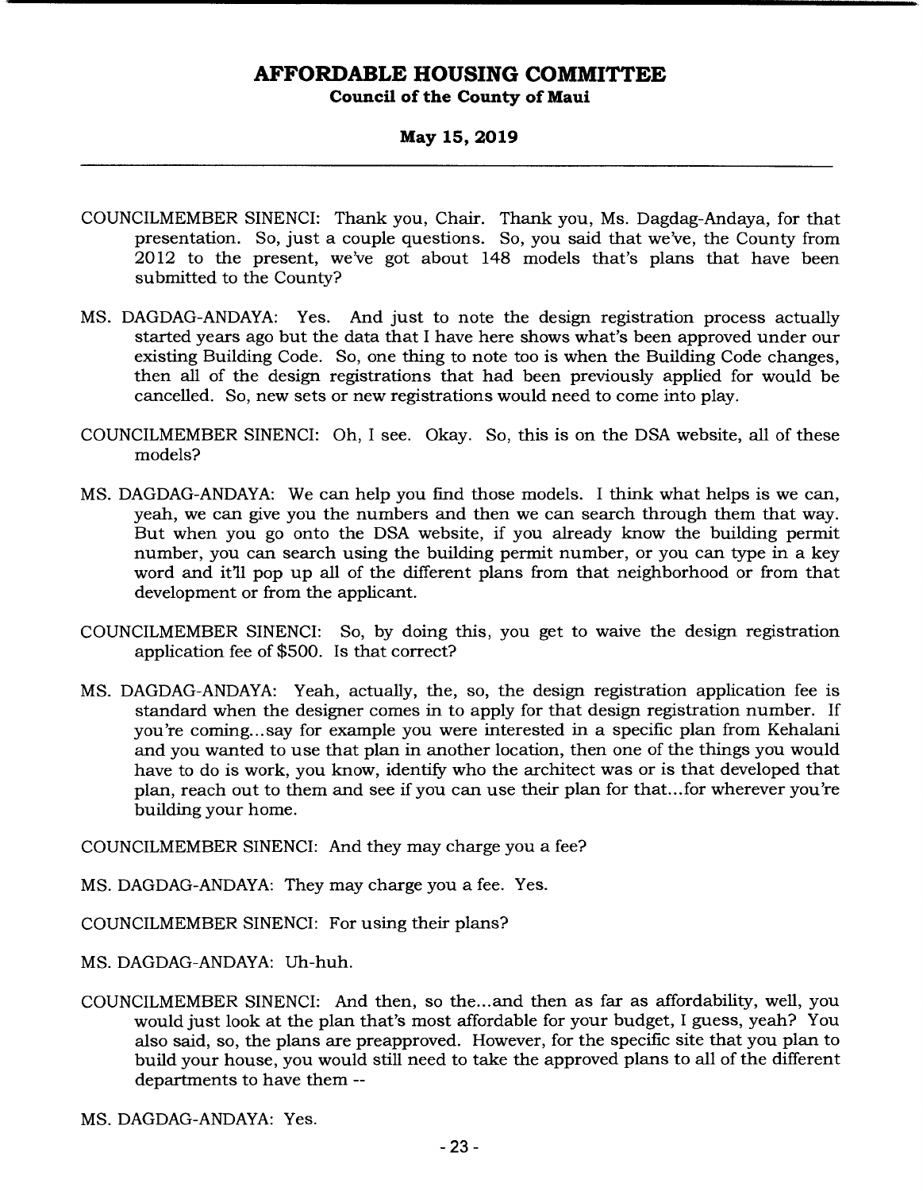COUNCILMEMBER SINENCI: Thank you, Chair. Thank you, Ms. Dagdag-Andaya, for that presentation. So, just a couple questions. So, you said that we've, the County from 2012 to the present, we've got about 148 models that's plans that have been submitted to the County?

MS. DAGDAG-ANDAYA: Yes. And just to note the design registration process actually started years ago but the data that I have here shows what's been approved under our existing Building Code. So, one thing to note too is when the Building Code changes, then all of the design registrations that had been previously applied for would be cancelled. So, new sets or new registrations would need to come into play.

COUNCILMEMBER SINENCI: Oh, I see. Okay. So, this is on the DSA website, all of these models?

MS. DAGDAG-ANDAYA: We can help you find those models. I think what helps is we can, yeah, we can give you the numbers and then we can search through them that way. But when you go onto the DSA website, if you already know the building permit number, you can search using the building permit number, or you can type in a key word and it'll pop up all of the different plans from that neighborhood or from that development or from the applicant.

COUNCILMEMBER SINENCI: So, by doing this, you get to waive the design registration application fee of $500. Is that correct?

MS. DAGDAG-ANDAYA: Yeah, actually, the, so, the design registration application fee is standard when the designer comes in to apply for that design registration number. If you're coming...say for example you were interested in a specific plan from Kehalani and you wanted to use that plan in another location, then one of the things you would have to do is work, you know, identify who the architect was or is that developed that plan, reach out to them and see if you can use their plan for that...for wherever you're building your home.

COUNCILMEMBER SINENCI: And they may charge you a fee?

MS. DAGDAG-ANDAYA: They may charge you a fee. Yes.

COUNCILMEMBER SINENCI: For using their plans?

MS. DAGDAG-ANDAYA: Uh-huh.

COUNCILMEMBER SINENCI: And then, so the...and then as far as affordability, well, you would just look at the plan that's most affordable for your budget, I guess, yeah? You also said, so, the plans are preapproved. However, for the specific site that you plan to build your house, you would still need to take the approved plans to all of the different departments to have them --

MS. DAGDAG-ANDAYA: Yes.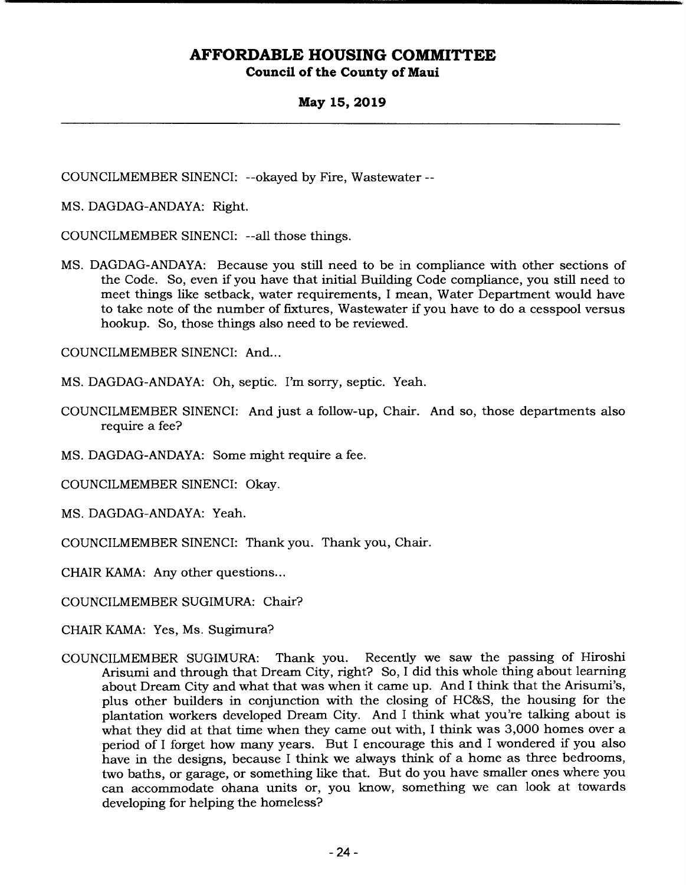COUNCILMEMBER SINENCI: --okayed by Fire, Wastewater --

MS. DAGDAG-ANDAYA: Right.

COUNCILMEMBER SINENCI: --all those things.

MS. DAGDAG-ANDAYA: Because you still need to be in compliance with other sections of the Code. So, even if you have that initial Building Code compliance, you still need to meet things like setback, water requirements, I mean, Water Department would have to take note of the number of fixtures, Wastewater if you have to do a cesspool versus hookup. So, those things also need to be reviewed.

COUNCILMEMBER SINENCI: And...

MS. DAGDAG-ANDAYA: Oh, septic. I'm sorry, septic. Yeah.

COUNCILMEMBER SINENCI: And just a follow-up, Chair. And so, those departments also require a fee?

MS. DAGDAG-ANDAYA: Some might require a fee.

COUNCILMEMBER SINENCI: Okay.

MS. DAGDAG-ANDAYA: Yeah.

COUNCILMEMBER SINENCI: Thank you. Thank you, Chair.

CHAIR KAMA: Any other questions...

COUNCILMEMBER SUGIMURA: Chair?

CHAIR KAMA: Yes, Ms. Sugimura?

COUNCILMEMBER SUGIMURA: Thank you. Recently we saw the passing of Hiroshi Arisumi and through that Dream City, right? So, I did this whole thing about learning about Dream City and what that was when it came up. And I think that the Arisumi's, plus other builders in conjunction with the closing of HC&S, the housing for the plantation workers developed Dream City. And I think what you're talking about is what they did at that time when they came out with, I think was 3,000 homes over a period of I forget how many years. But I encourage this and I wondered if you also have in the designs, because I think we always think of a home as three bedrooms, two baths, or garage, or something like that. But do you have smaller ones where you can accommodate ohana units or, you know, something we can look at towards developing for helping the homeless?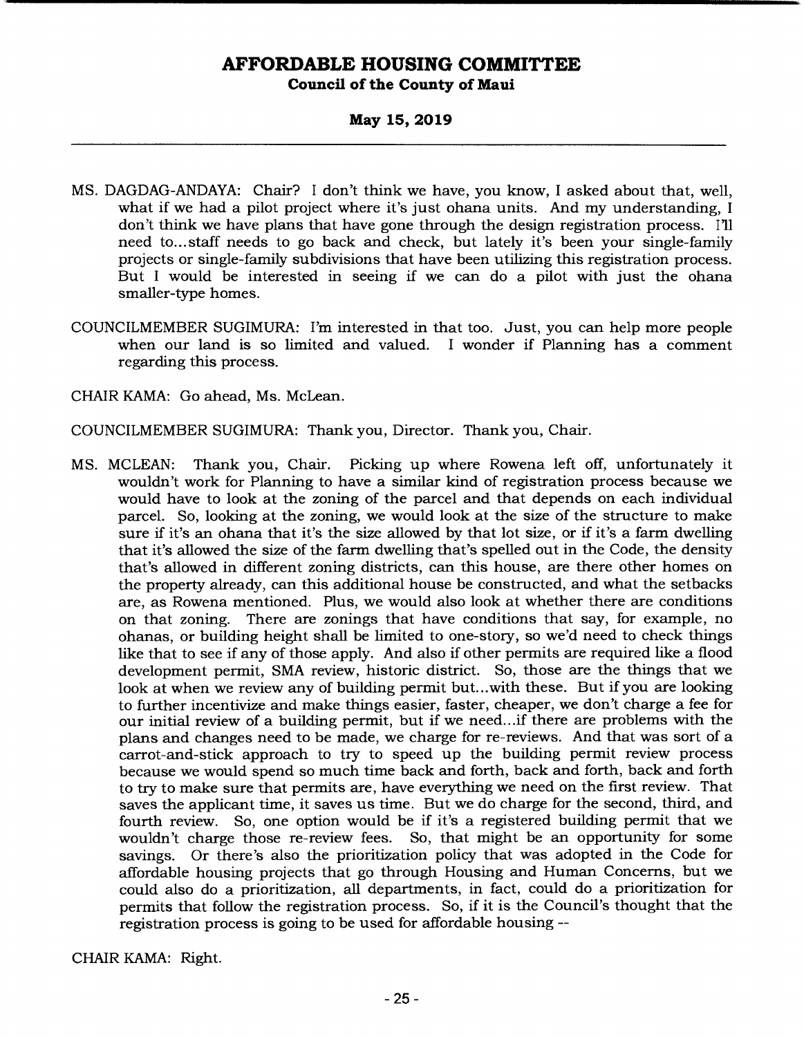MS. DAGDAG-ANDAYA: Chair? I don't think we have, you know, I asked about that, well, what if we had a pilot project where it's just ohana units. And my understanding, I don't think we have plans that have gone through the design registration process. I'll need to...staff needs to go back and check, but lately it's been your single-family projects or single-family subdivisions that have been utilizing this registration process. But I would be interested in seeing if we can do a pilot with just the ohana smaller-type homes.

COUNCILMEMBER SUGIMURA: I'm interested in that too. Just, you can help more people when our land is so limited and valued. I wonder if Planning has a comment regarding this process.

CHAIR KAMA: Go ahead, Ms. McLean.

COUNCILMEMBER SUGIMURA: Thank you, Director. Thank you, Chair.

MS. MCLEAN: Thank you, Chair. Picking up where Rowena left off, unfortunately it wouldn't work for Planning to have a similar kind of registration process because we would have to look at the zoning of the parcel and that depends on each individual parcel. So, looking at the zoning, we would look at the size of the structure to make sure if it's an ohana that it's the size allowed by that lot size, or if it's a farm dwelling that it's allowed the size of the farm dwelling that's spelled out in the Code, the density that's allowed in different zoning districts, can this house, are there other homes on the property already, can this additional house be constructed, and what the setbacks are, as Rowena mentioned. Plus, we would also look at whether there are conditions on that zoning. There are zonings that have conditions that say, for example, no ohanas, or building height shall be limited to one-story, so we'd need to check things like that to see if any of those apply. And also if other permits are required like a flood development permit, SMA review, historic district. So, those are the things that we look at when we review any of building permit but...with these. But if you are looking to further incentivize and make things easier, faster, cheaper, we don't charge a fee for our initial review of a building permit, but if we need...if there are problems with the plans and changes need to be made, we charge for re-reviews. And that was sort of a carrot-and-stick approach to try to speed up the building permit review process because we would spend so much time back and forth, back and forth, back and forth to try to make sure that permits are, have everything we need on the first review. That saves the applicant time, it saves us time. But we do charge for the second, third, and fourth review. So, one option would be if it's a registered building permit that we wouldn't charge those re-review fees. So, that might be an opportunity for some savings. Or there's also the prioritization policy that was adopted in the Code for affordable housing projects that go through Housing and Human Concerns, but we could also do a prioritization, all departments, in fact, could do a prioritization for permits that follow the registration process. So, if it is the Council's thought that the registration process is going to be used for affordable housing --

CHAIR KAMA: Right.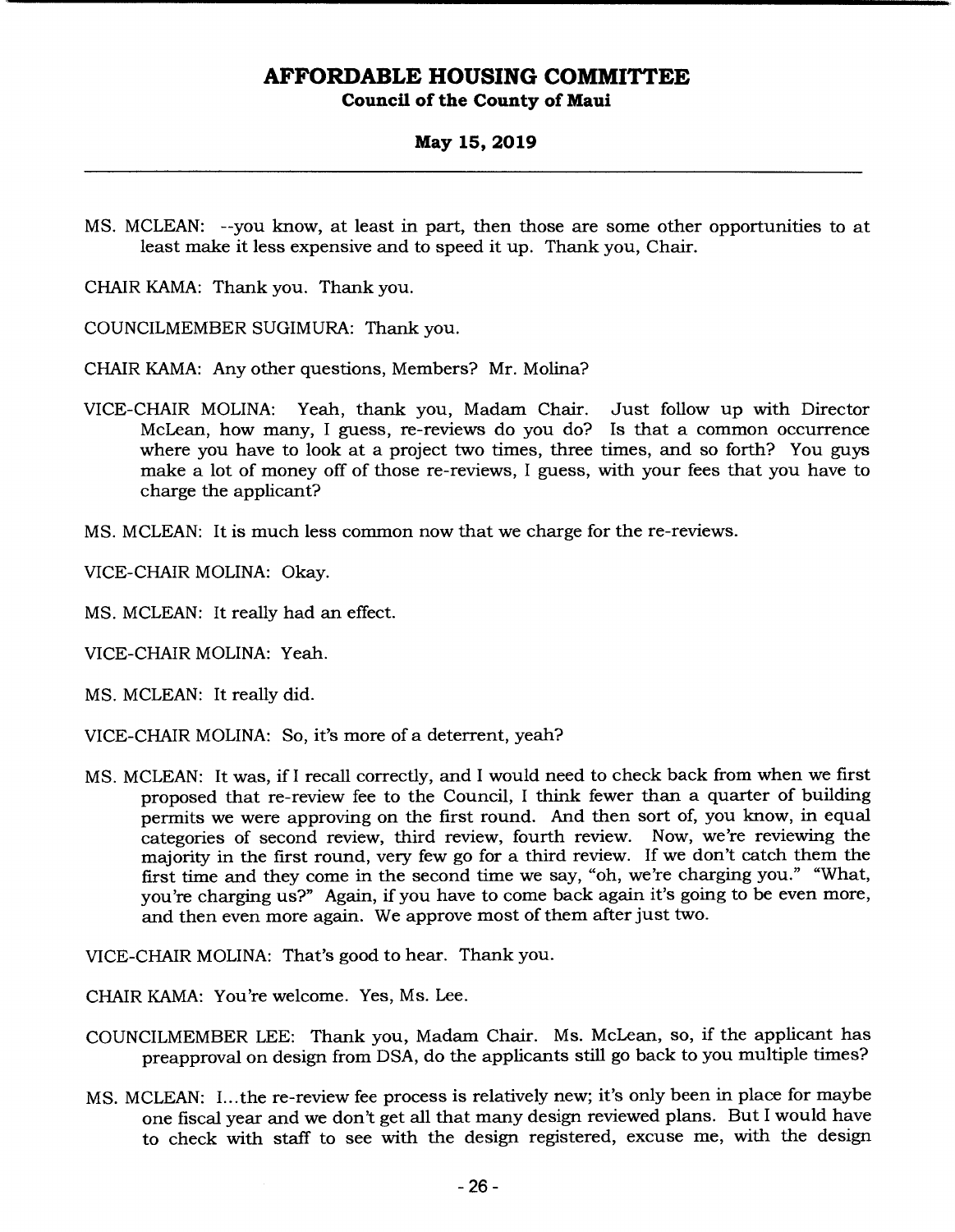MS. MCLEAN: --you know, at least in part, then those are some other opportunities to at least make it less expensive and to speed it up. Thank you, Chair.

CHAIR KAMA: Thank you. Thank you.

COUNCILMEMBER SUGIMURA: Thank you.

CHAIR KAMA: Any other questions, Members? Mr. Molina?

VICE-CHAIR MOLINA: Yeah, thank you, Madam Chair. Just follow up with Director McLean, how many, I guess, re-reviews do you do? Is that a common occurrence where you have to look at a project two times, three times, and so forth? You guys make a lot of money off of those re-reviews, I guess, with your fees that you have to charge the applicant?

MS. MCLEAN: It is much less common now that we charge for the re-reviews.

VICE-CHAIR MOLINA: Okay.

MS. MCLEAN: It really had an effect.

VICE-CHAIR MOLINA: Yeah.

MS. MCLEAN: It really did.

VICE-CHAIR MOLINA: So, it's more of a deterrent, yeah?

MS. MCLEAN: It was, if I recall correctly, and I would need to check back from when we first proposed that re-review fee to the Council, I think fewer than a quarter of building permits we were approving on the first round. And then sort of, you know, in equal categories of second review, third review, fourth review. Now, we're reviewing the majority in the first round, very few go for a third review. If we don't catch them the first time and they come in the second time we say, "oh, we're charging you." "What, you're charging us?" Again, if you have to come back again it's going to be even more, and then even more again. We approve most of them after just two.

VICE-CHAIR MOLINA: That's good to hear. Thank you.

CHAIR KAMA: You're welcome. Yes, Ms. Lee.

COUNCILMEMBER LEE: Thank you, Madam Chair. Ms. McLean, so, if the applicant has preapproval on design from DSA, do the applicants still go back to you multiple times?

MS. MCLEAN: I...the re-review fee process is relatively new; it's only been in place for maybe one fiscal year and we don't get all that many design reviewed plans. But I would have to check with staff to see with the design registered, excuse me, with the design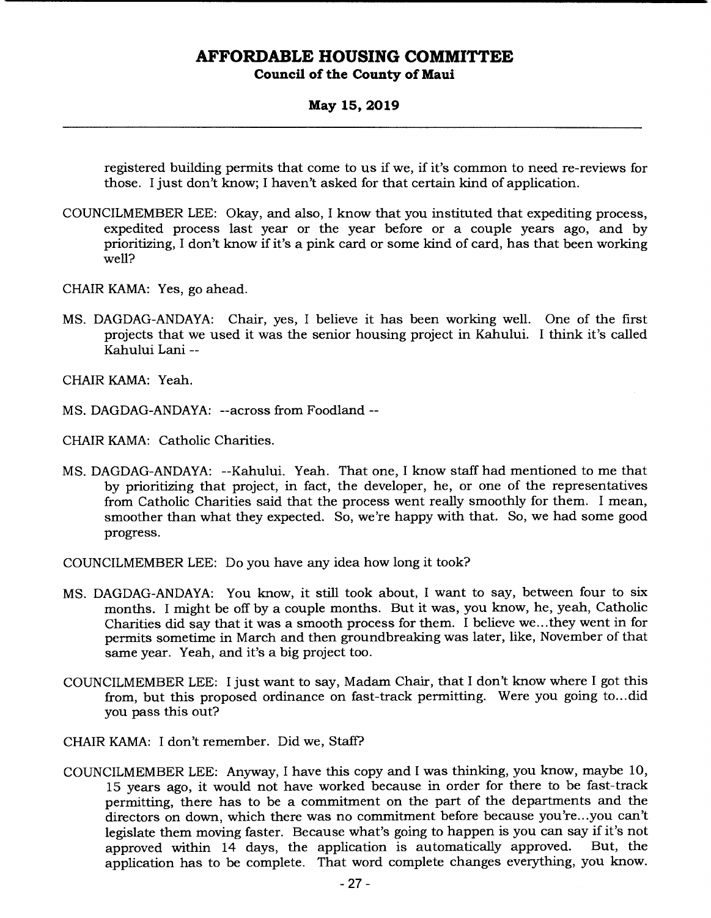registered building permits that come to us if we, if it's common to need re-reviews for those. I just don't know; I haven't asked for that certain kind of application.

COUNCILMEMBER LEE: Okay, and also, I know that you instituted that expediting process, expedited process last year or the year before or a couple years ago, and by prioritizing, I don't know if it's a pink card or some kind of card, has that been working well?

CHAIR KAMA: Yes, go ahead.

MS. DAGDAG-ANDAYA: Chair, yes, I believe it has been working well. One of the first projects that we used it was the senior housing project in Kahului. I think it's called Kahului Lani --

CHAIR KAMA: Yeah.

MS. DAGDAG-ANDAYA: --across from Foodland --

CHAIR KAMA: Catholic Charities.

MS. DAGDAG-ANDAYA: --Kahului. Yeah. That one, I know staff had mentioned to me that by prioritizing that project, in fact, the developer, he, or one of the representatives from Catholic Charities said that the process went really smoothly for them. I mean, smoother than what they expected. So, we're happy with that. So, we had some good progress.

COUNCILMEMBER LEE: Do you have any idea how long it took?

MS. DAGDAG-ANDAYA: You know, it still took about, I want to say, between four to six months. I might be off by a couple months. But it was, you know, he, yeah, Catholic Charities did say that it was a smooth process for them. I believe we...they went in for permits sometime in March and then groundbreaking was later, like, November of that same year. Yeah, and it's a big project too.

COUNCILMEMBER LEE: I just want to say, Madam Chair, that I don't know where I got this from, but this proposed ordinance on fast-track permitting. Were you going to...did you pass this out?

CHAIR KAMA: I don't remember. Did we, Staff?

COUNCILMEMBER LEE: Anyway, I have this copy and I was thinking, you know, maybe 10, 15 years ago, it would not have worked because in order for there to be fast-track permitting, there has to be a commitment on the part of the departments and the directors on down, which there was no commitment before because you're...you can't legislate them moving faster. Because what's going to happen is you can say if it's not approved within 14 days, the application is automatically approved. But, the application has to be complete. That word complete changes everything, you know.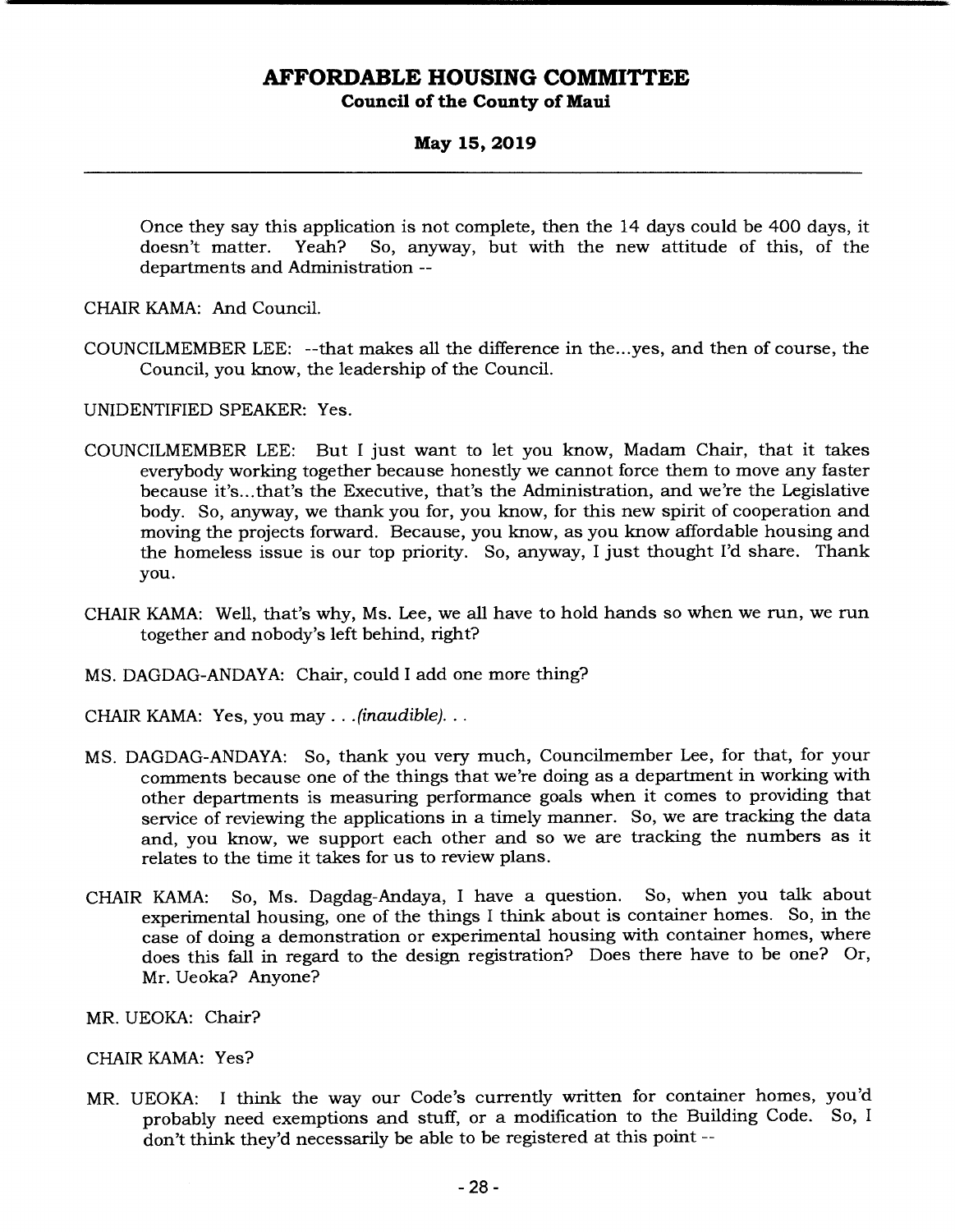Once they say this application is not complete, then the 14 days could be 400 days, it doesn't matter. Yeah? So, anyway, but with the new attitude of this, of the departments and Administration --

CHAIR KAMA: And Council.

COUNCILMEMBER LEE: --that makes all the difference in the...yes, and then of course, the Council, you know, the leadership of the Council.

UNIDENTIFIED SPEAKER: Yes.

COUNCILMEMBER LEE: But I just want to let you know, Madam Chair, that it takes everybody working together because honestly we cannot force them to move any faster because it's...that's the Executive, that's the Administration, and we're the Legislative body. So, anyway, we thank you for, you know, for this new spirit of cooperation and moving the projects forward. Because, you know, as you know affordable housing and the homeless issue is our top priority. So, anyway, I just thought I'd share. Thank you.

CHAIR KAMA: Well, that's why, Ms. Lee, we all have to hold hands so when we run, we run together and nobody's left behind, right?

MS. DAGDAG-ANDAYA: Chair, could I add one more thing?

CHAIR KAMA: Yes, you may . . .*(inaudible)*. . .

MS. DAGDAG-ANDAYA: So, thank you very much, Councilmember Lee, for that, for your comments because one of the things that we're doing as a department in working with other departments is measuring performance goals when it comes to providing that service of reviewing the applications in a timely manner. So, we are tracking the data and, you know, we support each other and so we are tracking the numbers as it relates to the time it takes for us to review plans.

CHAIR KAMA: So, Ms. Dagdag-Andaya, I have a question. So, when you talk about experimental housing, one of the things I think about is container homes. So, in the case of doing a demonstration or experimental housing with container homes, where does this fall in regard to the design registration? Does there have to be one? Or, Mr. Ueoka? Anyone?

MR. UEOKA: Chair?

CHAIR KAMA: Yes?

MR. UEOKA: I think the way our Code's currently written for container homes, you'd probably need exemptions and stuff, or a modification to the Building Code. So, I don't think they'd necessarily be able to be registered at this point --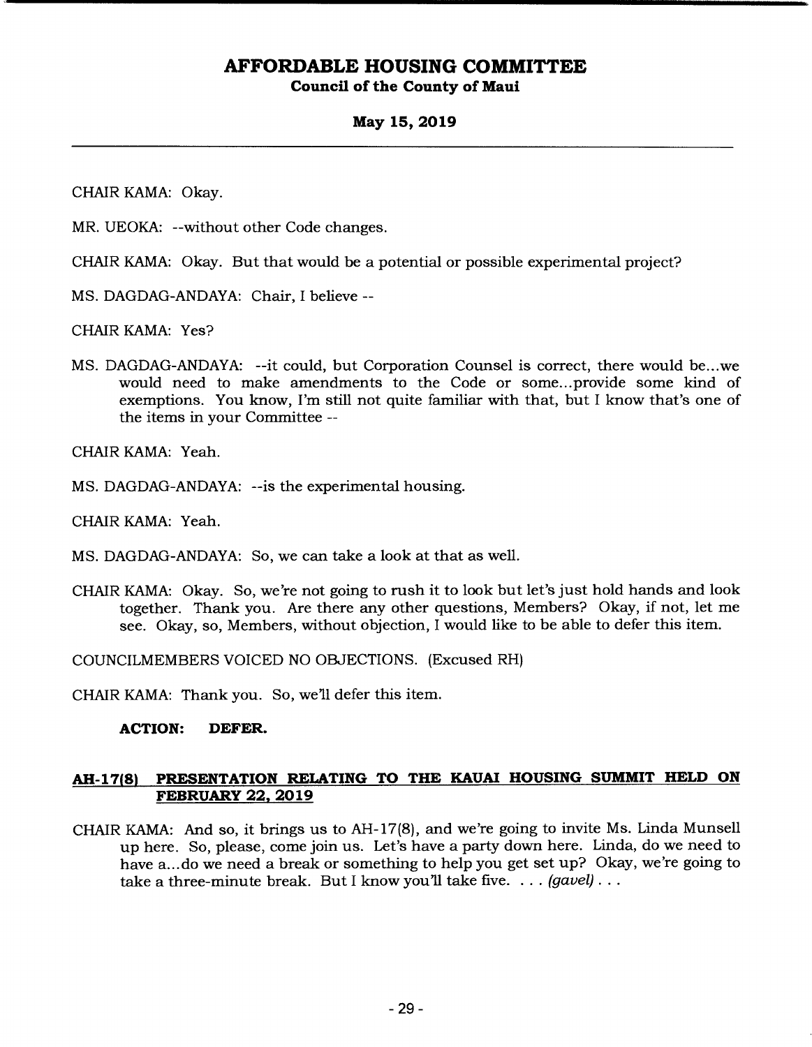CHAIR KAMA: Okay.

MR. UEOKA: --without other Code changes.

CHAIR KAMA: Okay. But that would be a potential or possible experimental project?

MS. DAGDAG-ANDAYA: Chair, I believe --

CHAIR KAMA: Yes?

MS. DAGDAG-ANDAYA: --it could, but Corporation Counsel is correct, there would be...we would need to make amendments to the Code or some...provide some kind of exemptions. You know, I'm still not quite familiar with that, but I know that's one of the items in your Committee --

CHAIR KAMA: Yeah.

MS. DAGDAG-ANDAYA: --is the experimental housing.

CHAIR KAMA: Yeah.

MS. DAGDAG-ANDAYA: So, we can take a look at that as well.

CHAIR KAMA: Okay. So, we're not going to rush it to look but let's just hold hands and look together. Thank you. Are there any other questions, Members? Okay, if not, let me see. Okay, so, Members, without objection, I would like to be able to defer this item.

COUNCILMEMBERS VOICED NO OBJECTIONS. (Excused RH)

CHAIR KAMA: Thank you. So, we'll defer this item.

**ACTION: DEFER.**

## AH-17(8) PRESENTATION RELATING TO THE KAUAI HOUSING SUMMIT HELD ON FEBRUARY 22, 2019

CHAIR KAMA: And so, it brings us to AH-17(8), and we're going to invite Ms. Linda Munsell up here. So, please, come join us. Let's have a party down here. Linda, do we need to have a...do we need a break or something to help you get set up? Okay, we're going to take a three-minute break. But I know you'll take five. . . . *(gavel)* . . .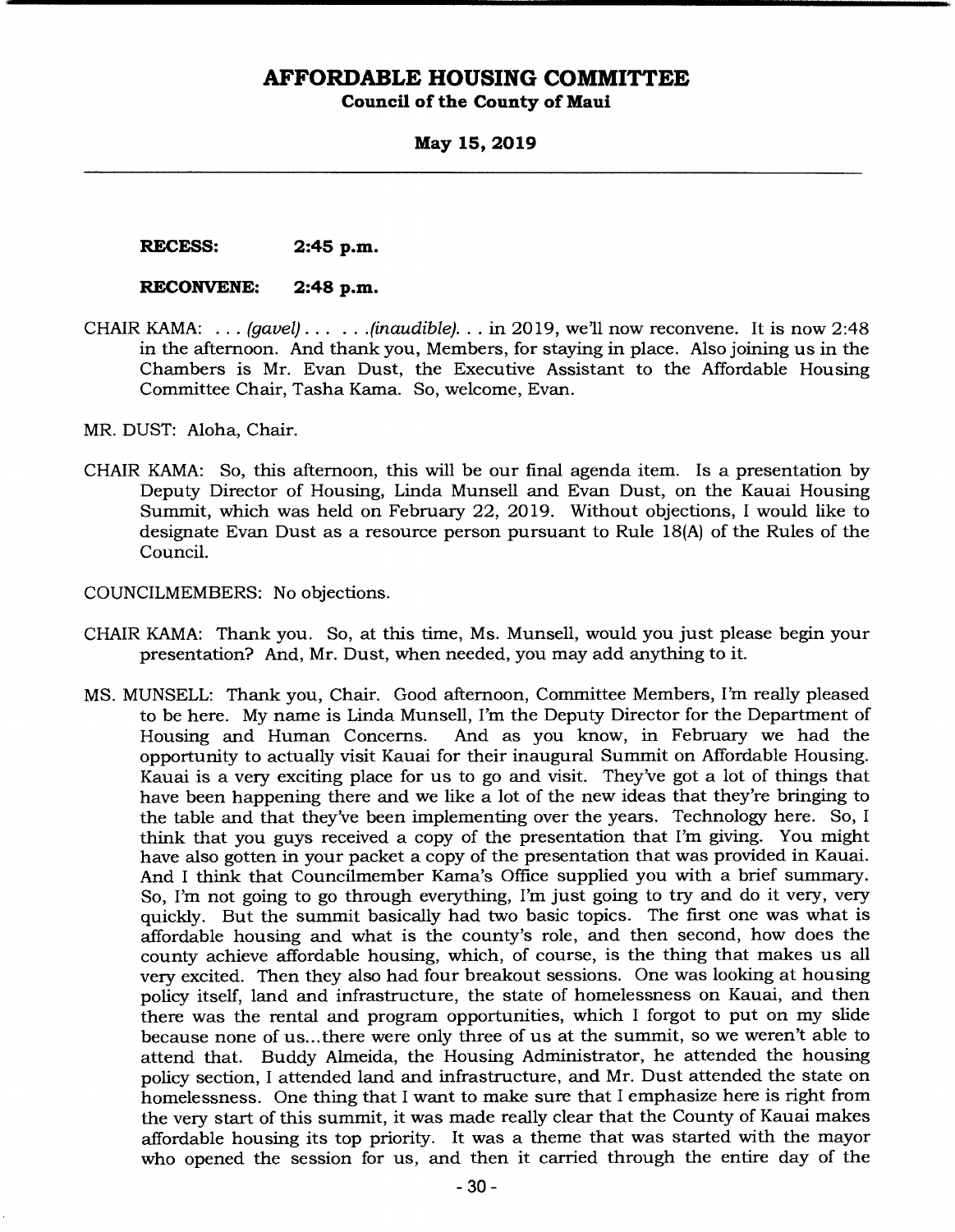**RECESS: 2:45 p.m.**

**RECONVENE: 2:48 p.m.**

CHAIR KAMA: . . . *(gavel)*. . . . . .*(inaudible)*. . . in 2019, we'll now reconvene. It is now 2:48 in the afternoon. And thank you, Members, for staying in place. Also joining us in the Chambers is Mr. Evan Dust, the Executive Assistant to the Affordable Housing Committee Chair, Tasha Kama. So, welcome, Evan.

MR. DUST: Aloha, Chair.

CHAIR KAMA: So, this afternoon, this will be our final agenda item. Is a presentation by Deputy Director of Housing, Linda Munsell and Evan Dust, on the Kauai Housing Summit, which was held on February 22, 2019. Without objections, I would like to designate Evan Dust as a resource person pursuant to Rule 18(A) of the Rules of the Council.

COUNCILMEMBERS: No objections.

CHAIR KAMA: Thank you. So, at this time, Ms. Munsell, would you just please begin your presentation? And, Mr. Dust, when needed, you may add anything to it.

MS. MUNSELL: Thank you, Chair. Good afternoon, Committee Members, I'm really pleased to be here. My name is Linda Munsell, I'm the Deputy Director for the Department of Housing and Human Concerns. And as you know, in February we had the opportunity to actually visit Kauai for their inaugural Summit on Affordable Housing. Kauai is a very exciting place for us to go and visit. They've got a lot of things that have been happening there and we like a lot of the new ideas that they're bringing to the table and that they've been implementing over the years. Technology here. So, I think that you guys received a copy of the presentation that I'm giving. You might have also gotten in your packet a copy of the presentation that was provided in Kauai. And I think that Councilmember Kama's Office supplied you with a brief summary. So, I'm not going to go through everything, I'm just going to try and do it very, very quickly. But the summit basically had two basic topics. The first one was what is affordable housing and what is the county's role, and then second, how does the county achieve affordable housing, which, of course, is the thing that makes us all very excited. Then they also had four breakout sessions. One was looking at housing policy itself, land and infrastructure, the state of homelessness on Kauai, and then there was the rental and program opportunities, which I forgot to put on my slide because none of us...there were only three of us at the summit, so we weren't able to attend that. Buddy Almeida, the Housing Administrator, he attended the housing policy section, I attended land and infrastructure, and Mr. Dust attended the state on homelessness. One thing that I want to make sure that I emphasize here is right from the very start of this summit, it was made really clear that the County of Kauai makes affordable housing its top priority. It was a theme that was started with the mayor who opened the session for us, and then it carried through the entire day of the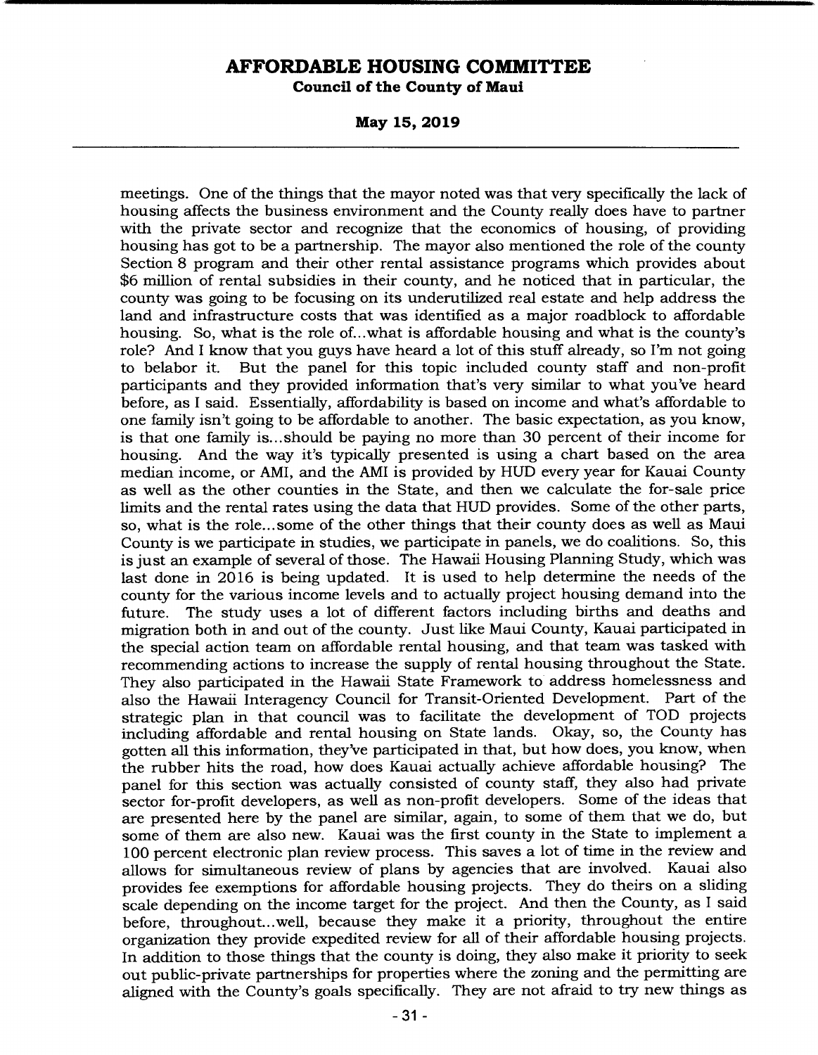meetings. One of the things that the mayor noted was that very specifically the lack of housing affects the business environment and the County really does have to partner with the private sector and recognize that the economics of housing, of providing housing has got to be a partnership. The mayor also mentioned the role of the county Section 8 program and their other rental assistance programs which provides about $6 million of rental subsidies in their county, and he noticed that in particular, the county was going to be focusing on its underutilized real estate and help address the land and infrastructure costs that was identified as a major roadblock to affordable housing. So, what is the role of...what is affordable housing and what is the county's role? And I know that you guys have heard a lot of this stuff already, so I'm not going to belabor it. But the panel for this topic included county staff and non-profit participants and they provided information that's very similar to what you've heard before, as I said. Essentially, affordability is based on income and what's affordable to one family isn't going to be affordable to another. The basic expectation, as you know, is that one family is...should be paying no more than 30 percent of their income for housing. And the way it's typically presented is using a chart based on the area median income, or AMI, and the AMI is provided by HUD every year for Kauai County as well as the other counties in the State, and then we calculate the for-sale price limits and the rental rates using the data that HUD provides. Some of the other parts, so, what is the role...some of the other things that their county does as well as Maui County is we participate in studies, we participate in panels, we do coalitions. So, this is just an example of several of those. The Hawaii Housing Planning Study, which was last done in 2016 is being updated. It is used to help determine the needs of the county for the various income levels and to actually project housing demand into the future. The study uses a lot of different factors including births and deaths and migration both in and out of the county. Just like Maui County, Kauai participated in the special action team on affordable rental housing, and that team was tasked with recommending actions to increase the supply of rental housing throughout the State. They also participated in the Hawaii State Framework to address homelessness and also the Hawaii Interagency Council for Transit-Oriented Development. Part of the strategic plan in that council was to facilitate the development of TOD projects including affordable and rental housing on State lands. Okay, so, the County has gotten all this information, they've participated in that, but how does, you know, when the rubber hits the road, how does Kauai actually achieve affordable housing? The panel for this section was actually consisted of county staff, they also had private sector for-profit developers, as well as non-profit developers. Some of the ideas that are presented here by the panel are similar, again, to some of them that we do, but some of them are also new. Kauai was the first county in the State to implement a 100 percent electronic plan review process. This saves a lot of time in the review and allows for simultaneous review of plans by agencies that are involved. Kauai also provides fee exemptions for affordable housing projects. They do theirs on a sliding scale depending on the income target for the project. And then the County, as I said before, throughout...well, because they make it a priority, throughout the entire organization they provide expedited review for all of their affordable housing projects. In addition to those things that the county is doing, they also make it priority to seek out public-private partnerships for properties where the zoning and the permitting are aligned with the County's goals specifically. They are not afraid to try new things as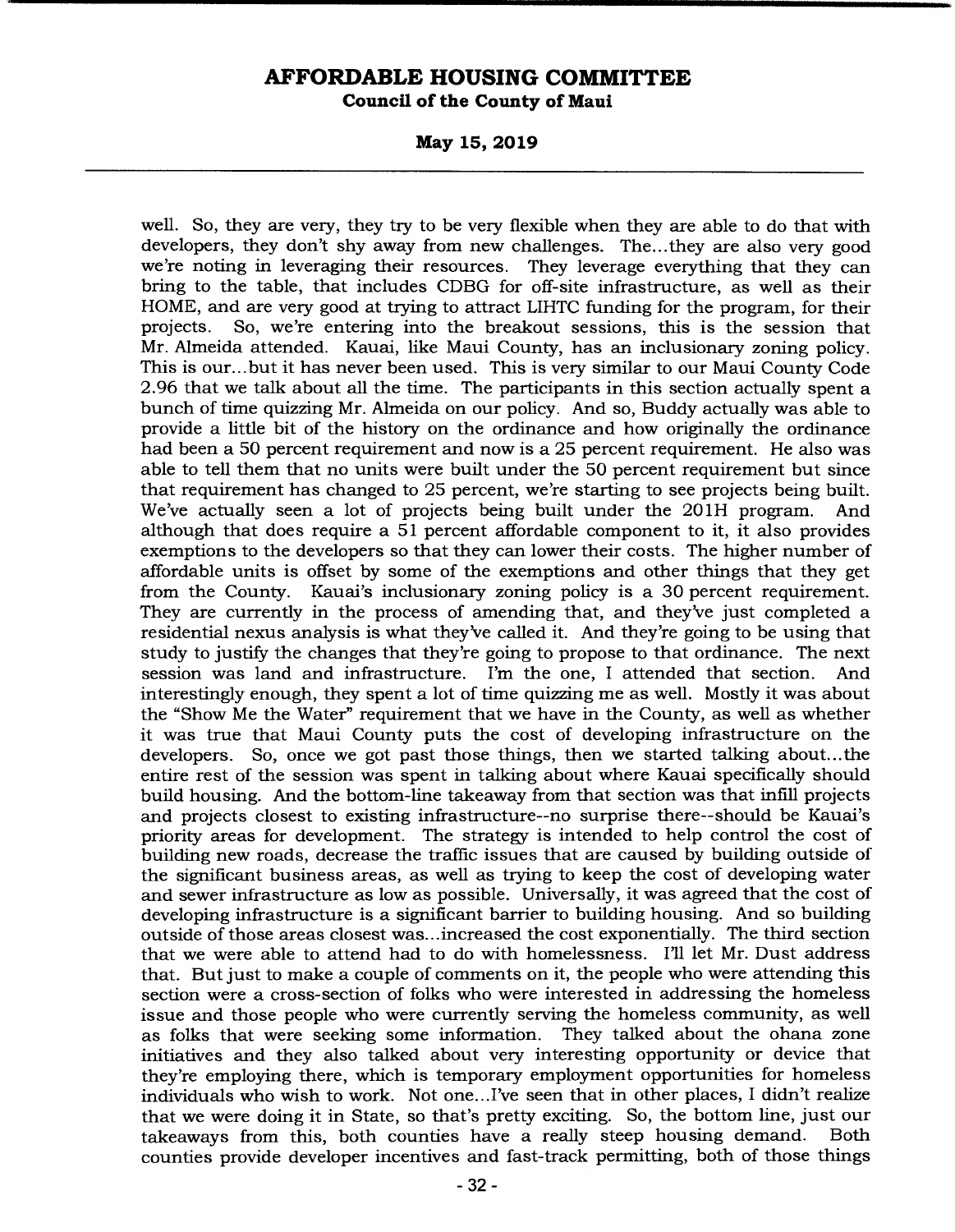well. So, they are very, they try to be very flexible when they are able to do that with developers, they don't shy away from new challenges. The...they are also very good we're noting in leveraging their resources. They leverage everything that they can bring to the table, that includes CDBG for off-site infrastructure, as well as their HOME, and are very good at trying to attract LIHTC funding for the program, for their projects. So, we're entering into the breakout sessions, this is the session that Mr. Almeida attended. Kauai, like Maui County, has an inclusionary zoning policy. This is our...but it has never been used. This is very similar to our Maui County Code 2.96 that we talk about all the time. The participants in this section actually spent a bunch of time quizzing Mr. Almeida on our policy. And so, Buddy actually was able to provide a little bit of the history on the ordinance and how originally the ordinance had been a 50 percent requirement and now is a 25 percent requirement. He also was able to tell them that no units were built under the 50 percent requirement but since that requirement has changed to 25 percent, we're starting to see projects being built. We've actually seen a lot of projects being built under the 201H program. And although that does require a 51 percent affordable component to it, it also provides exemptions to the developers so that they can lower their costs. The higher number of affordable units is offset by some of the exemptions and other things that they get from the County. Kauai's inclusionary zoning policy is a 30 percent requirement. They are currently in the process of amending that, and they've just completed a residential nexus analysis is what they've called it. And they're going to be using that study to justify the changes that they're going to propose to that ordinance. The next session was land and infrastructure. I'm the one, I attended that section. And interestingly enough, they spent a lot of time quizzing me as well. Mostly it was about the "Show Me the Water" requirement that we have in the County, as well as whether it was true that Maui County puts the cost of developing infrastructure on the developers. So, once we got past those things, then we started talking about...the entire rest of the session was spent in talking about where Kauai specifically should build housing. And the bottom-line takeaway from that section was that infill projects and projects closest to existing infrastructure--no surprise there--should be Kauai's priority areas for development. The strategy is intended to help control the cost of building new roads, decrease the traffic issues that are caused by building outside of the significant business areas, as well as trying to keep the cost of developing water and sewer infrastructure as low as possible. Universally, it was agreed that the cost of developing infrastructure is a significant barrier to building housing. And so building outside of those areas closest was...increased the cost exponentially. The third section that we were able to attend had to do with homelessness. I'll let Mr. Dust address that. But just to make a couple of comments on it, the people who were attending this section were a cross-section of folks who were interested in addressing the homeless issue and those people who were currently serving the homeless community, as well as folks that were seeking some information. They talked about the ohana zone initiatives and they also talked about very interesting opportunity or device that they're employing there, which is temporary employment opportunities for homeless individuals who wish to work. Not one...I've seen that in other places, I didn't realize that we were doing it in State, so that's pretty exciting. So, the bottom line, just our takeaways from this, both counties have a really steep housing demand. Both counties provide developer incentives and fast-track permitting, both of those things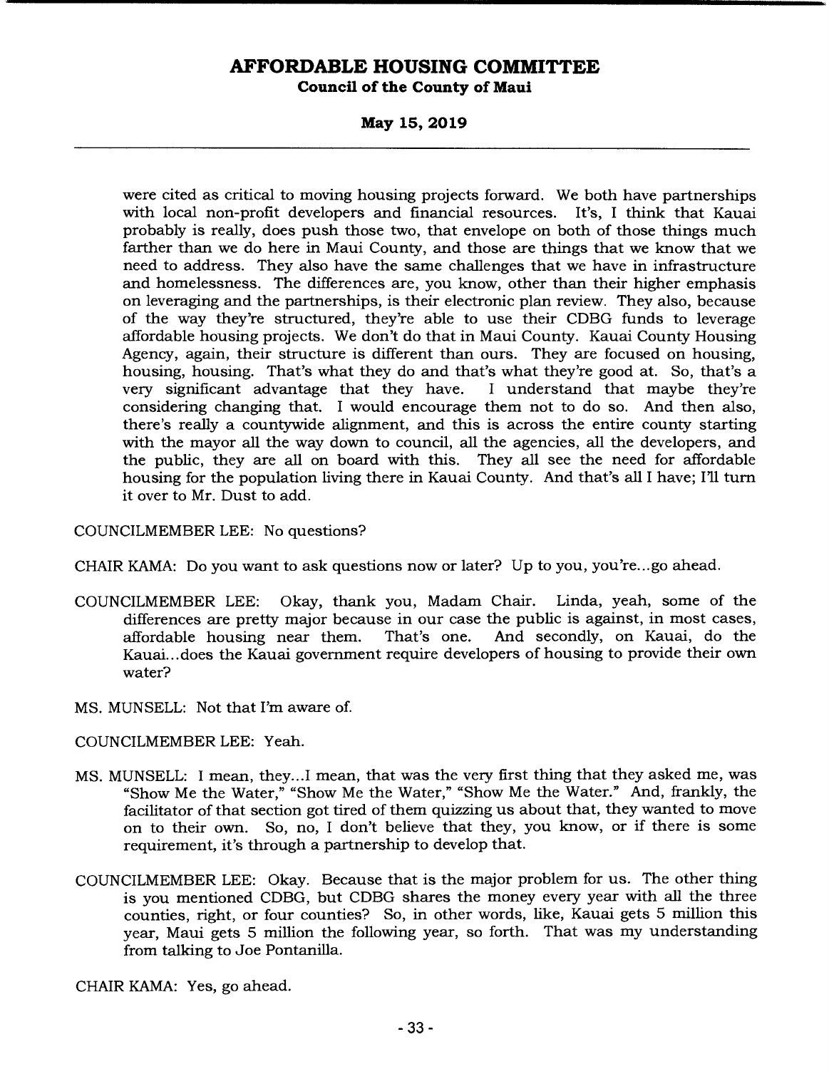were cited as critical to moving housing projects forward. We both have partnerships with local non-profit developers and financial resources. It's, I think that Kauai probably is really, does push those two, that envelope on both of those things much farther than we do here in Maui County, and those are things that we know that we need to address. They also have the same challenges that we have in infrastructure and homelessness. The differences are, you know, other than their higher emphasis on leveraging and the partnerships, is their electronic plan review. They also, because of the way they're structured, they're able to use their CDBG funds to leverage affordable housing projects. We don't do that in Maui County. Kauai County Housing Agency, again, their structure is different than ours. They are focused on housing, housing, housing. That's what they do and that's what they're good at. So, that's a very significant advantage that they have. I understand that maybe they're considering changing that. I would encourage them not to do so. And then also, there's really a countywide alignment, and this is across the entire county starting with the mayor all the way down to council, all the agencies, all the developers, and the public, they are all on board with this. They all see the need for affordable housing for the population living there in Kauai County. And that's all I have; I'll turn it over to Mr. Dust to add.

COUNCILMEMBER LEE: No questions?

CHAIR KAMA: Do you want to ask questions now or later? Up to you, you're...go ahead.

COUNCILMEMBER LEE: Okay, thank you, Madam Chair. Linda, yeah, some of the differences are pretty major because in our case the public is against, in most cases, affordable housing near them. That's one. And secondly, on Kauai, do the Kauai...does the Kauai government require developers of housing to provide their own water?

MS. MUNSELL: Not that I'm aware of.

COUNCILMEMBER LEE: Yeah.

MS. MUNSELL: I mean, they...I mean, that was the very first thing that they asked me, was "Show Me the Water," "Show Me the Water," "Show Me the Water." And, frankly, the facilitator of that section got tired of them quizzing us about that, they wanted to move on to their own. So, no, I don't believe that they, you know, or if there is some requirement, it's through a partnership to develop that.

COUNCILMEMBER LEE: Okay. Because that is the major problem for us. The other thing is you mentioned CDBG, but CDBG shares the money every year with all the three counties, right, or four counties? So, in other words, like, Kauai gets 5 million this year, Maui gets 5 million the following year, so forth. That was my understanding from talking to Joe Pontanilla.

CHAIR KAMA: Yes, go ahead.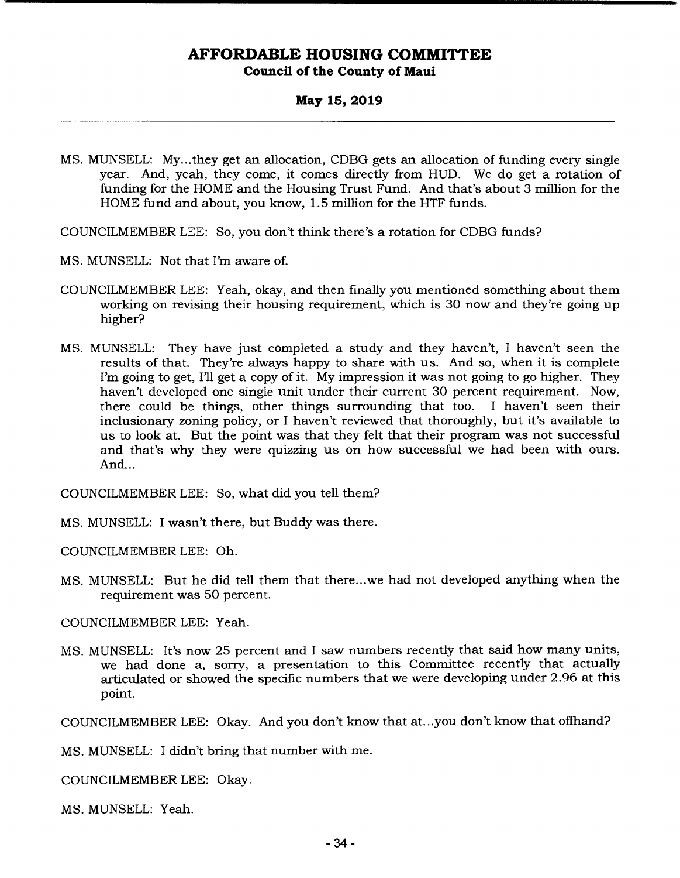MS. MUNSELL: My...they get an allocation, CDBG gets an allocation of funding every single year. And, yeah, they come, it comes directly from HUD. We do get a rotation of funding for the HOME and the Housing Trust Fund. And that's about 3 million for the HOME fund and about, you know, 1.5 million for the HTF funds.

COUNCILMEMBER LEE: So, you don't think there's a rotation for CDBG funds?

MS. MUNSELL: Not that I'm aware of.

COUNCILMEMBER LEE: Yeah, okay, and then finally you mentioned something about them working on revising their housing requirement, which is 30 now and they're going up higher?

MS. MUNSELL: They have just completed a study and they haven't, I haven't seen the results of that. They're always happy to share with us. And so, when it is complete I'm going to get, I'll get a copy of it. My impression it was not going to go higher. They haven't developed one single unit under their current 30 percent requirement. Now, there could be things, other things surrounding that too. I haven't seen their inclusionary zoning policy, or I haven't reviewed that thoroughly, but it's available to us to look at. But the point was that they felt that their program was not successful and that's why they were quizzing us on how successful we had been with ours. And...

COUNCILMEMBER LEE: So, what did you tell them?

MS. MUNSELL: I wasn't there, but Buddy was there.

COUNCILMEMBER LEE: Oh.

MS. MUNSELL: But he did tell them that there...we had not developed anything when the requirement was 50 percent.

COUNCILMEMBER LEE: Yeah.

MS. MUNSELL: It's now 25 percent and I saw numbers recently that said how many units, we had done a, sorry, a presentation to this Committee recently that actually articulated or showed the specific numbers that we were developing under 2.96 at this point.

COUNCILMEMBER LEE: Okay. And you don't know that at...you don't know that offhand?

MS. MUNSELL: I didn't bring that number with me.

COUNCILMEMBER LEE: Okay.

MS. MUNSELL: Yeah.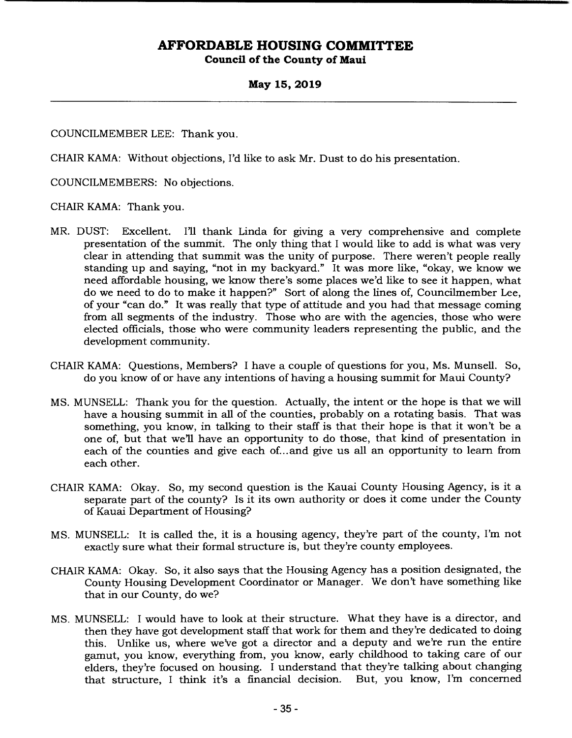COUNCILMEMBER LEE: Thank you.

CHAIR KAMA: Without objections, I'd like to ask Mr. Dust to do his presentation.

COUNCILMEMBERS: No objections.

CHAIR KAMA: Thank you.

MR. DUST: Excellent. I'll thank Linda for giving a very comprehensive and complete presentation of the summit. The only thing that I would like to add is what was very clear in attending that summit was the unity of purpose. There weren't people really standing up and saying, "not in my backyard." It was more like, "okay, we know we need affordable housing, we know there's some places we'd like to see it happen, what do we need to do to make it happen?" Sort of along the lines of, Councilmember Lee, of your "can do." It was really that type of attitude and you had that message coming from all segments of the industry. Those who are with the agencies, those who were elected officials, those who were community leaders representing the public, and the development community.

CHAIR KAMA: Questions, Members? I have a couple of questions for you, Ms. Munsell. So, do you know of or have any intentions of having a housing summit for Maui County?

MS. MUNSELL: Thank you for the question. Actually, the intent or the hope is that we will have a housing summit in all of the counties, probably on a rotating basis. That was something, you know, in talking to their staff is that their hope is that it won't be a one of, but that we'll have an opportunity to do those, that kind of presentation in each of the counties and give each of...and give us all an opportunity to learn from each other.

CHAIR KAMA: Okay. So, my second question is the Kauai County Housing Agency, is it a separate part of the county? Is it its own authority or does it come under the County of Kauai Department of Housing?

MS. MUNSELL: It is called the, it is a housing agency, they're part of the county, I'm not exactly sure what their formal structure is, but they're county employees.

CHAIR KAMA: Okay. So, it also says that the Housing Agency has a position designated, the County Housing Development Coordinator or Manager. We don't have something like that in our County, do we?

MS. MUNSELL: I would have to look at their structure. What they have is a director, and then they have got development staff that work for them and they're dedicated to doing this. Unlike us, where we've got a director and a deputy and we're run the entire gamut, you know, everything from, you know, early childhood to taking care of our elders, they're focused on housing. I understand that they're talking about changing that structure, I think it's a financial decision. But, you know, I'm concerned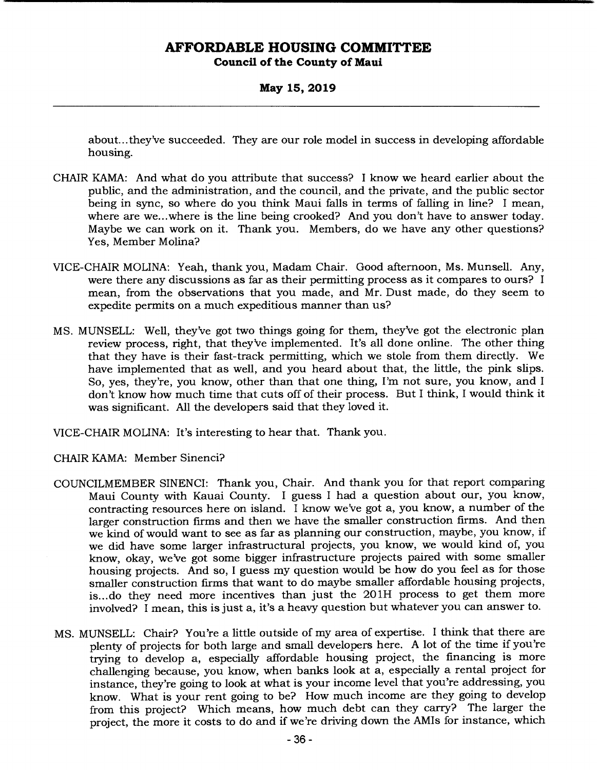about...they've succeeded. They are our role model in success in developing affordable housing.

CHAIR KAMA: And what do you attribute that success? I know we heard earlier about the public, and the administration, and the council, and the private, and the public sector being in sync, so where do you think Maui falls in terms of falling in line? I mean, where are we...where is the line being crooked? And you don't have to answer today. Maybe we can work on it. Thank you. Members, do we have any other questions? Yes, Member Molina?

VICE-CHAIR MOLINA: Yeah, thank you, Madam Chair. Good afternoon, Ms. Munsell. Any, were there any discussions as far as their permitting process as it compares to ours? I mean, from the observations that you made, and Mr. Dust made, do they seem to expedite permits on a much expeditious manner than us?

MS. MUNSELL: Well, they've got two things going for them, they've got the electronic plan review process, right, that they've implemented. It's all done online. The other thing that they have is their fast-track permitting, which we stole from them directly. We have implemented that as well, and you heard about that, the little, the pink slips. So, yes, they're, you know, other than that one thing, I'm not sure, you know, and I don't know how much time that cuts off of their process. But I think, I would think it was significant. All the developers said that they loved it.

VICE-CHAIR MOLINA: It's interesting to hear that. Thank you.

CHAIR KAMA: Member Sinenci?

COUNCILMEMBER SINENCI: Thank you, Chair. And thank you for that report comparing Maui County with Kauai County. I guess I had a question about our, you know, contracting resources here on island. I know we've got a, you know, a number of the larger construction firms and then we have the smaller construction firms. And then we kind of would want to see as far as planning our construction, maybe, you know, if we did have some larger infrastructural projects, you know, we would kind of, you know, okay, we've got some bigger infrastructure projects paired with some smaller housing projects. And so, I guess my question would be how do you feel as for those smaller construction firms that want to do maybe smaller affordable housing projects, is...do they need more incentives than just the 201H process to get them more involved? I mean, this is just a, it's a heavy question but whatever you can answer to.

MS. MUNSELL: Chair? You're a little outside of my area of expertise. I think that there are plenty of projects for both large and small developers here. A lot of the time if you're trying to develop a, especially affordable housing project, the financing is more challenging because, you know, when banks look at a, especially a rental project for instance, they're going to look at what is your income level that you're addressing, you know. What is your rent going to be? How much income are they going to develop from this project? Which means, how much debt can they carry? The larger the project, the more it costs to do and if we're driving down the AMIs for instance, which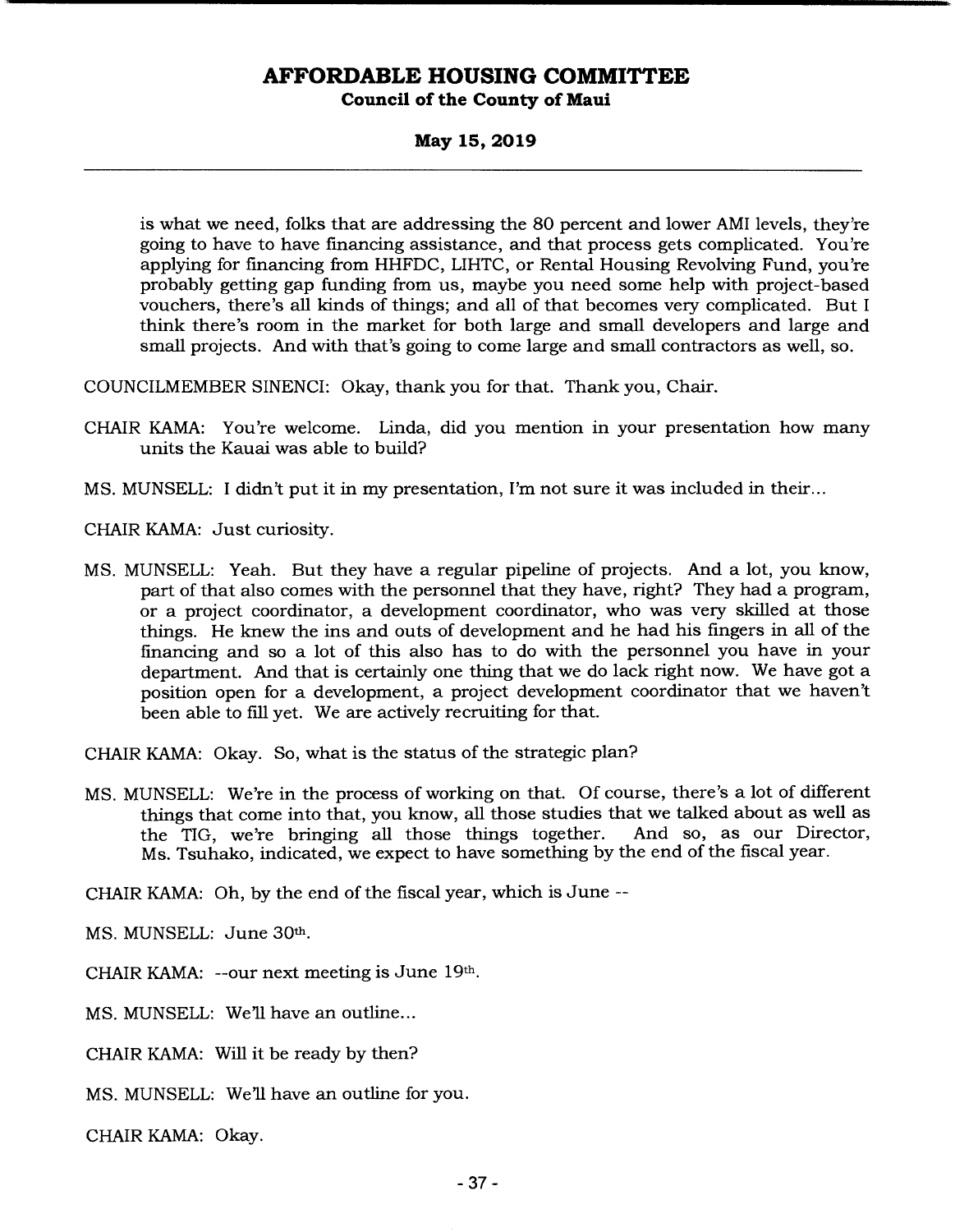is what we need, folks that are addressing the 80 percent and lower AMI levels, they're going to have to have financing assistance, and that process gets complicated. You're applying for financing from HHFDC, LIHTC, or Rental Housing Revolving Fund, you're probably getting gap funding from us, maybe you need some help with project-based vouchers, there's all kinds of things; and all of that becomes very complicated. But I think there's room in the market for both large and small developers and large and small projects. And with that's going to come large and small contractors as well, so.

COUNCILMEMBER SINENCI: Okay, thank you for that. Thank you, Chair.

CHAIR KAMA: You're welcome. Linda, did you mention in your presentation how many units the Kauai was able to build?

MS. MUNSELL: I didn't put it in my presentation, I'm not sure it was included in their...

CHAIR KAMA: Just curiosity.

MS. MUNSELL: Yeah. But they have a regular pipeline of projects. And a lot, you know, part of that also comes with the personnel that they have, right? They had a program, or a project coordinator, a development coordinator, who was very skilled at those things. He knew the ins and outs of development and he had his fingers in all of the financing and so a lot of this also has to do with the personnel you have in your department. And that is certainly one thing that we do lack right now. We have got a position open for a development, a project development coordinator that we haven't been able to fill yet. We are actively recruiting for that.

CHAIR KAMA: Okay. So, what is the status of the strategic plan?

MS. MUNSELL: We're in the process of working on that. Of course, there's a lot of different things that come into that, you know, all those studies that we talked about as well as the TIG, we're bringing all those things together. And so, as our Director, Ms. Tsuhako, indicated, we expect to have something by the end of the fiscal year.

CHAIR KAMA: Oh, by the end of the fiscal year, which is June --

MS. MUNSELL: June 30th.

CHAIR KAMA: --our next meeting is June 19th.

MS. MUNSELL: We'll have an outline...

CHAIR KAMA: Will it be ready by then?

MS. MUNSELL: We'll have an outline for you.

CHAIR KAMA: Okay.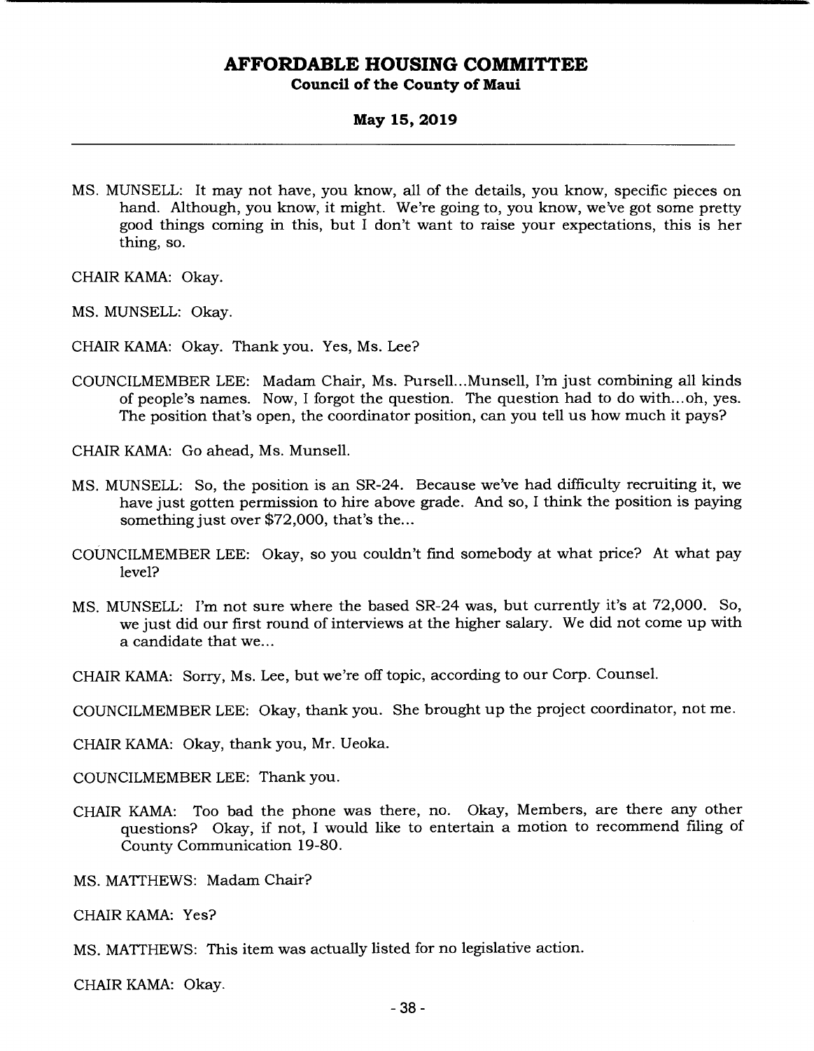MS. MUNSELL: It may not have, you know, all of the details, you know, specific pieces on hand. Although, you know, it might. We're going to, you know, we've got some pretty good things coming in this, but I don't want to raise your expectations, this is her thing, so.

CHAIR KAMA: Okay.

MS. MUNSELL: Okay.

CHAIR KAMA: Okay. Thank you. Yes, Ms. Lee?

COUNCILMEMBER LEE: Madam Chair, Ms. Pursell...Munsell, I'm just combining all kinds of people's names. Now, I forgot the question. The question had to do with...oh, yes. The position that's open, the coordinator position, can you tell us how much it pays?

CHAIR KAMA: Go ahead, Ms. Munsell.

MS. MUNSELL: So, the position is an SR-24. Because we've had difficulty recruiting it, we have just gotten permission to hire above grade. And so, I think the position is paying something just over $72,000, that's the...

COUNCILMEMBER LEE: Okay, so you couldn't find somebody at what price? At what pay level?

MS. MUNSELL: I'm not sure where the based SR-24 was, but currently it's at 72,000. So, we just did our first round of interviews at the higher salary. We did not come up with a candidate that we...

CHAIR KAMA: Sorry, Ms. Lee, but we're off topic, according to our Corp. Counsel.

COUNCILMEMBER LEE: Okay, thank you. She brought up the project coordinator, not me.

CHAIR KAMA: Okay, thank you, Mr. Ueoka.

COUNCILMEMBER LEE: Thank you.

CHAIR KAMA: Too bad the phone was there, no. Okay, Members, are there any other questions? Okay, if not, I would like to entertain a motion to recommend filing of County Communication 19-80.

MS. MATTHEWS: Madam Chair?

CHAIR KAMA: Yes?

MS. MATTHEWS: This item was actually listed for no legislative action.

CHAIR KAMA: Okay.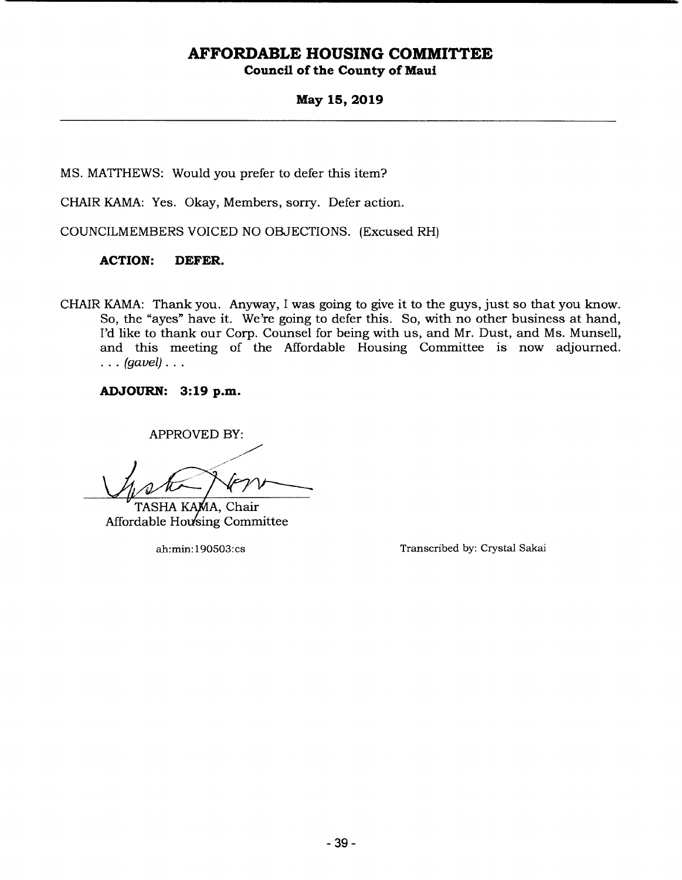MS. MATTHEWS: Would you prefer to defer this item?

CHAIR KAMA: Yes. Okay, Members, sorry. Defer action.

COUNCILMEMBERS VOICED NO OBJECTIONS. (Excused RH)

**ACTION: DEFER.**

CHAIR KAMA: Thank you. Anyway, I was going to give it to the guys, just so that you know. So, the "ayes" have it. We're going to defer this. So, with no other business at hand, I'd like to thank our Corp. Counsel for being with us, and Mr. Dust, and Ms. Munsell, and this meeting of the Affordable Housing Committee is now adjourned. . . . *(gavel)* . . .

**ADJOURN: 3:19 p.m.**

APPROVED BY:

TASHA KAMA, Chair
Affordable Housing Committee

ah:min:190503:cs

Transcribed by: Crystal Sakai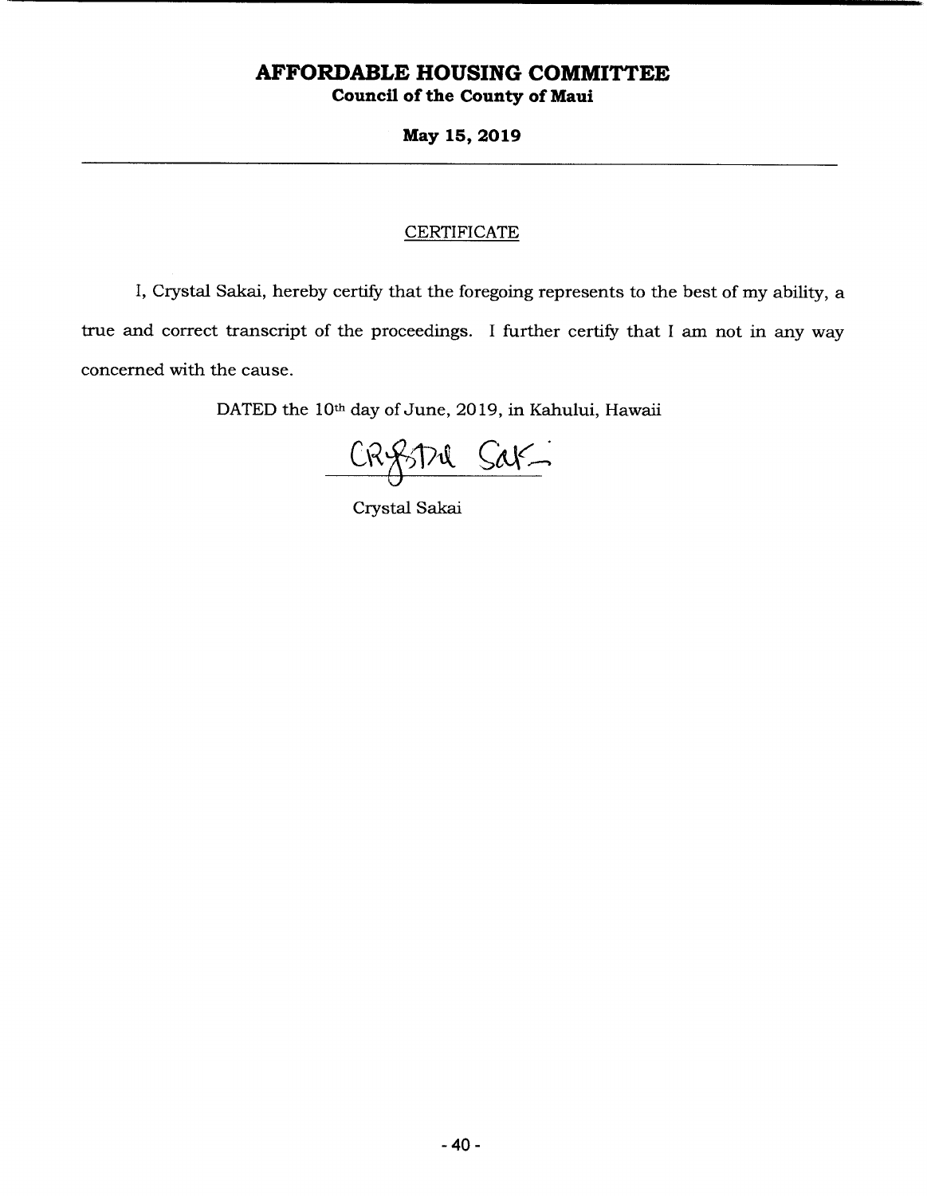# AFFORDABLE HOUSING COMMITTEE
**Council of the County of Maui**

**May 15, 2019**

---

CERTIFICATE

I, Crystal Sakai, hereby certify that the foregoing represents to the best of my ability, a true and correct transcript of the proceedings. I further certify that I am not in any way concerned with the cause.

DATED the 10th day of June, 2019, in Kahului, Hawaii

Crystal Sakai